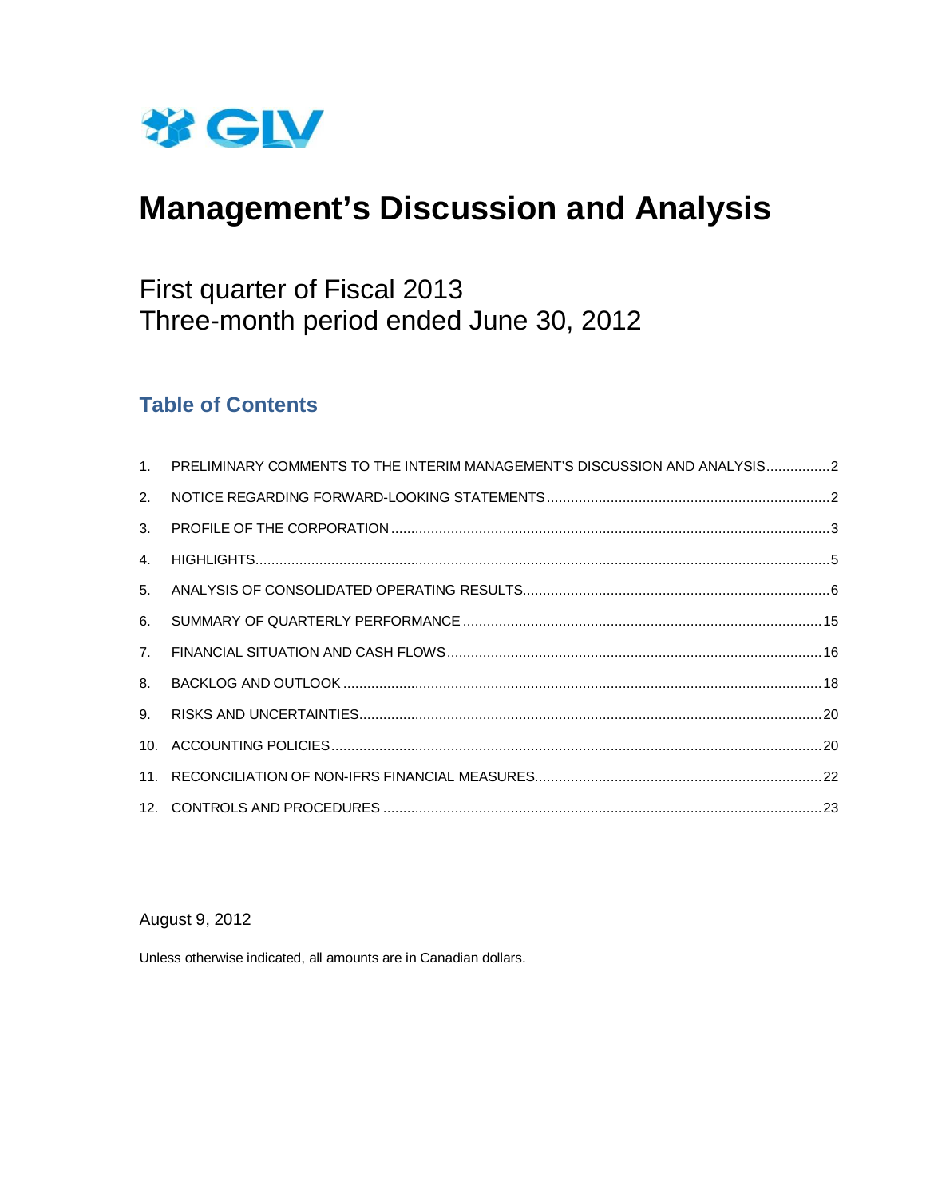GLV

# Management's Discussion and Analysis

## First quarter of Fiscal 2013
## Three-month period ended June 30, 2012

### Table of Contents

1. PRELIMINARY COMMENTS TO THE INTERIM MANAGEMENT'S DISCUSSION AND ANALYSIS ................2
2. NOTICE REGARDING FORWARD-LOOKING STATEMENTS ................2
3. PROFILE OF THE CORPORATION ................3
4. HIGHLIGHTS ................5
5. ANALYSIS OF CONSOLIDATED OPERATING RESULTS ................6
6. SUMMARY OF QUARTERLY PERFORMANCE ................15
7. FINANCIAL SITUATION AND CASH FLOWS ................16
8. BACKLOG AND OUTLOOK ................18
9. RISKS AND UNCERTAINTIES ................20
10. ACCOUNTING POLICIES ................20
11. RECONCILIATION OF NON-IFRS FINANCIAL MEASURES ................22
12. CONTROLS AND PROCEDURES ................23

August 9, 2012

Unless otherwise indicated, all amounts are in Canadian dollars.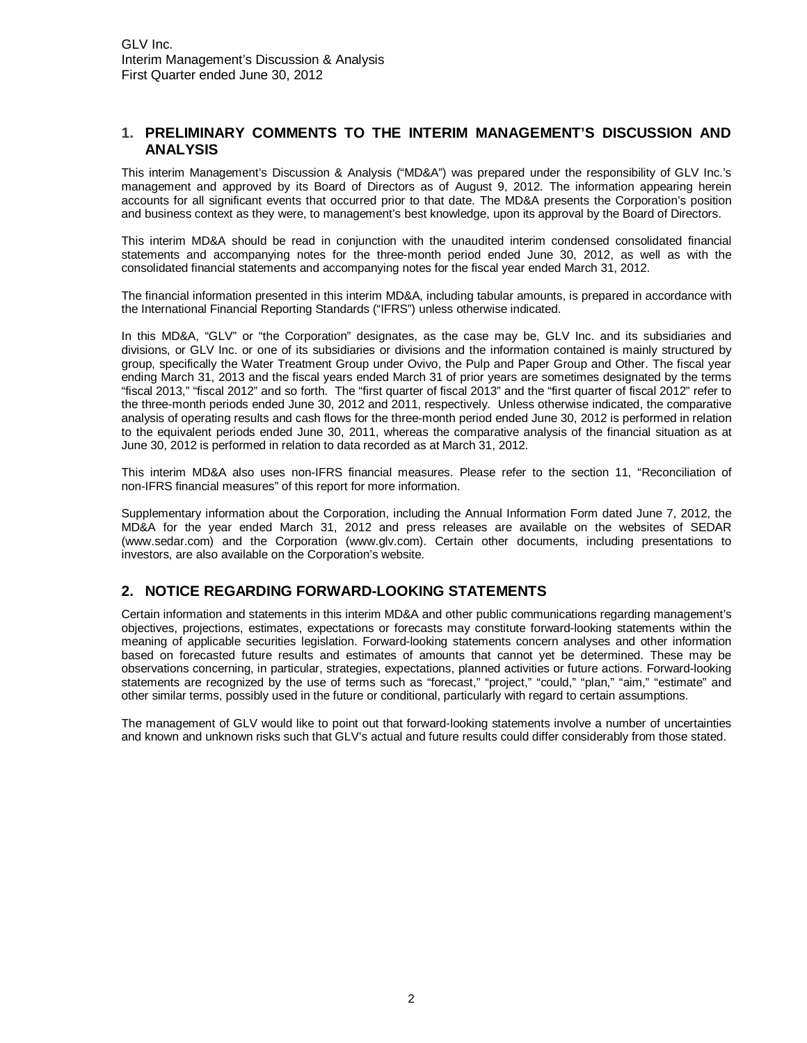## 1. PRELIMINARY COMMENTS TO THE INTERIM MANAGEMENT'S DISCUSSION AND ANALYSIS

This interim Management's Discussion & Analysis ("MD&A") was prepared under the responsibility of GLV Inc.'s management and approved by its Board of Directors as of August 9, 2012. The information appearing herein accounts for all significant events that occurred prior to that date. The MD&A presents the Corporation's position and business context as they were, to management's best knowledge, upon its approval by the Board of Directors.

This interim MD&A should be read in conjunction with the unaudited interim condensed consolidated financial statements and accompanying notes for the three-month period ended June 30, 2012, as well as with the consolidated financial statements and accompanying notes for the fiscal year ended March 31, 2012.

The financial information presented in this interim MD&A, including tabular amounts, is prepared in accordance with the International Financial Reporting Standards ("IFRS") unless otherwise indicated.

In this MD&A, "GLV" or "the Corporation" designates, as the case may be, GLV Inc. and its subsidiaries and divisions, or GLV Inc. or one of its subsidiaries or divisions and the information contained is mainly structured by group, specifically the Water Treatment Group under Ovivo, the Pulp and Paper Group and Other. The fiscal year ending March 31, 2013 and the fiscal years ended March 31 of prior years are sometimes designated by the terms "fiscal 2013," "fiscal 2012" and so forth. The "first quarter of fiscal 2013" and the "first quarter of fiscal 2012" refer to the three-month periods ended June 30, 2012 and 2011, respectively. Unless otherwise indicated, the comparative analysis of operating results and cash flows for the three-month period ended June 30, 2012 is performed in relation to the equivalent periods ended June 30, 2011, whereas the comparative analysis of the financial situation as at June 30, 2012 is performed in relation to data recorded as at March 31, 2012.

This interim MD&A also uses non-IFRS financial measures. Please refer to the section 11, "Reconciliation of non-IFRS financial measures" of this report for more information.

Supplementary information about the Corporation, including the Annual Information Form dated June 7, 2012, the MD&A for the year ended March 31, 2012 and press releases are available on the websites of SEDAR (www.sedar.com) and the Corporation (www.glv.com). Certain other documents, including presentations to investors, are also available on the Corporation's website.

## 2. NOTICE REGARDING FORWARD-LOOKING STATEMENTS

Certain information and statements in this interim MD&A and other public communications regarding management's objectives, projections, estimates, expectations or forecasts may constitute forward-looking statements within the meaning of applicable securities legislation. Forward-looking statements concern analyses and other information based on forecasted future results and estimates of amounts that cannot yet be determined. These may be observations concerning, in particular, strategies, expectations, planned activities or future actions. Forward-looking statements are recognized by the use of terms such as "forecast," "project," "could," "plan," "aim," "estimate" and other similar terms, possibly used in the future or conditional, particularly with regard to certain assumptions.

The management of GLV would like to point out that forward-looking statements involve a number of uncertainties and known and unknown risks such that GLV's actual and future results could differ considerably from those stated.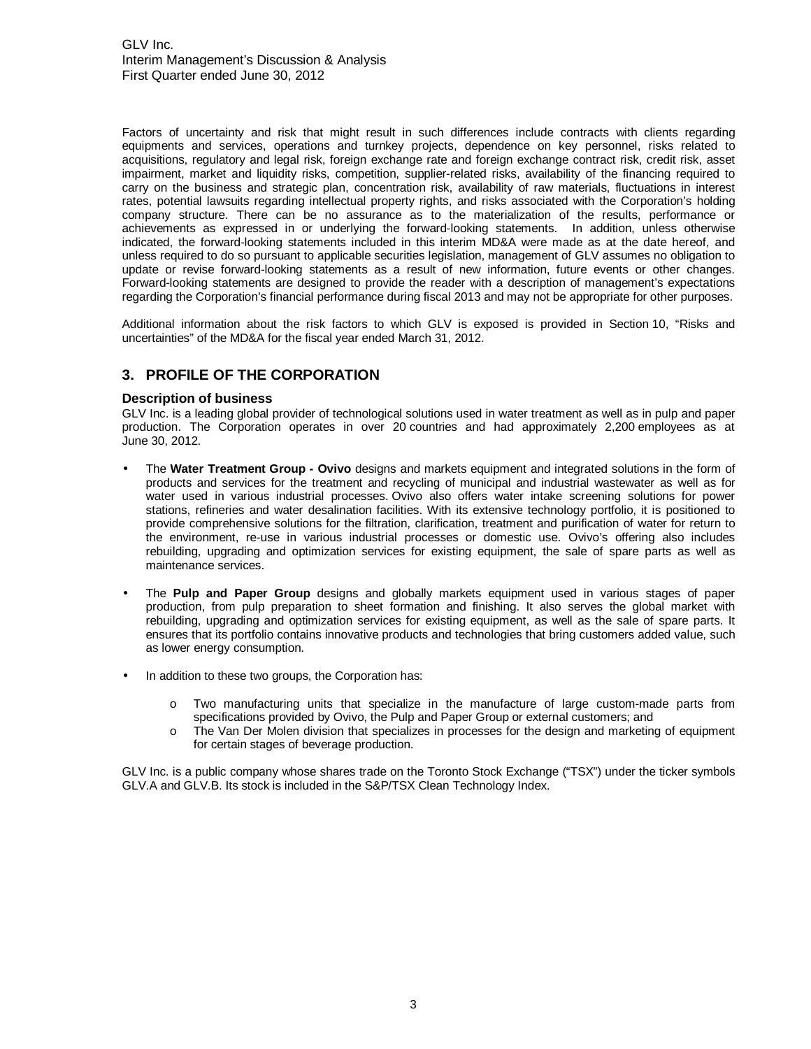Factors of uncertainty and risk that might result in such differences include contracts with clients regarding equipments and services, operations and turnkey projects, dependence on key personnel, risks related to acquisitions, regulatory and legal risk, foreign exchange rate and foreign exchange contract risk, credit risk, asset impairment, market and liquidity risks, competition, supplier-related risks, availability of the financing required to carry on the business and strategic plan, concentration risk, availability of raw materials, fluctuations in interest rates, potential lawsuits regarding intellectual property rights, and risks associated with the Corporation's holding company structure. There can be no assurance as to the materialization of the results, performance or achievements as expressed in or underlying the forward-looking statements. In addition, unless otherwise indicated, the forward-looking statements included in this interim MD&A were made as at the date hereof, and unless required to do so pursuant to applicable securities legislation, management of GLV assumes no obligation to update or revise forward-looking statements as a result of new information, future events or other changes. Forward-looking statements are designed to provide the reader with a description of management's expectations regarding the Corporation's financial performance during fiscal 2013 and may not be appropriate for other purposes.

Additional information about the risk factors to which GLV is exposed is provided in Section 10, "Risks and uncertainties" of the MD&A for the fiscal year ended March 31, 2012.

## 3. PROFILE OF THE CORPORATION

### Description of business

GLV Inc. is a leading global provider of technological solutions used in water treatment as well as in pulp and paper production. The Corporation operates in over 20 countries and had approximately 2,200 employees as at June 30, 2012.

- The **Water Treatment Group - Ovivo** designs and markets equipment and integrated solutions in the form of products and services for the treatment and recycling of municipal and industrial wastewater as well as for water used in various industrial processes. Ovivo also offers water intake screening solutions for power stations, refineries and water desalination facilities. With its extensive technology portfolio, it is positioned to provide comprehensive solutions for the filtration, clarification, treatment and purification of water for return to the environment, re-use in various industrial processes or domestic use. Ovivo's offering also includes rebuilding, upgrading and optimization services for existing equipment, the sale of spare parts as well as maintenance services.

- The **Pulp and Paper Group** designs and globally markets equipment used in various stages of paper production, from pulp preparation to sheet formation and finishing. It also serves the global market with rebuilding, upgrading and optimization services for existing equipment, as well as the sale of spare parts. It ensures that its portfolio contains innovative products and technologies that bring customers added value, such as lower energy consumption.

- In addition to these two groups, the Corporation has:
  - Two manufacturing units that specialize in the manufacture of large custom-made parts from specifications provided by Ovivo, the Pulp and Paper Group or external customers; and
  - The Van Der Molen division that specializes in processes for the design and marketing of equipment for certain stages of beverage production.

GLV Inc. is a public company whose shares trade on the Toronto Stock Exchange ("TSX") under the ticker symbols GLV.A and GLV.B. Its stock is included in the S&P/TSX Clean Technology Index.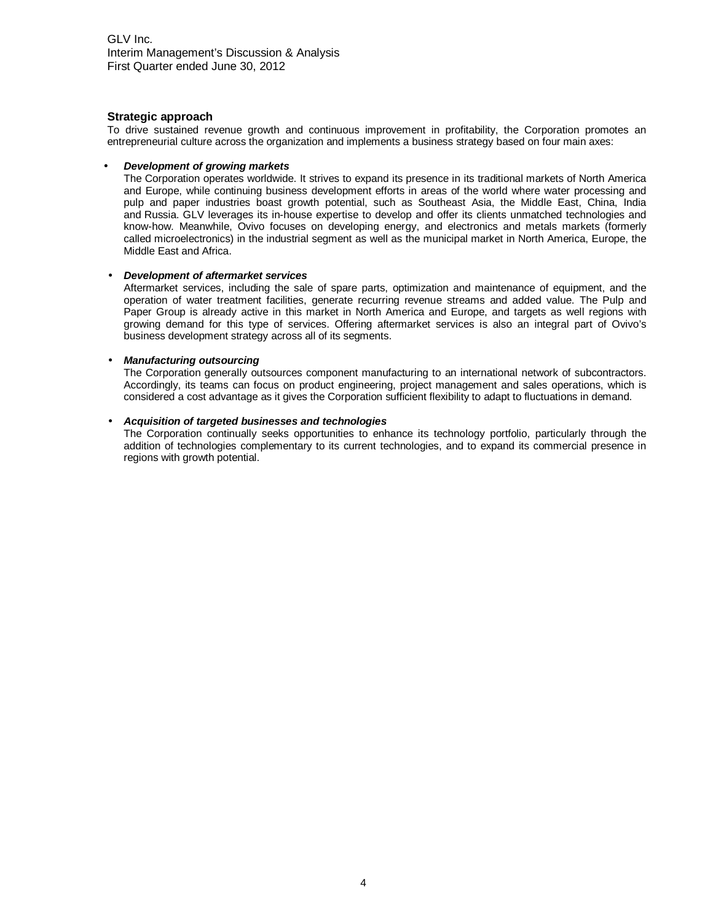### Strategic approach

To drive sustained revenue growth and continuous improvement in profitability, the Corporation promotes an entrepreneurial culture across the organization and implements a business strategy based on four main axes:

- ***Development of growing markets***
  The Corporation operates worldwide. It strives to expand its presence in its traditional markets of North America and Europe, while continuing business development efforts in areas of the world where water processing and pulp and paper industries boast growth potential, such as Southeast Asia, the Middle East, China, India and Russia. GLV leverages its in-house expertise to develop and offer its clients unmatched technologies and know-how. Meanwhile, Ovivo focuses on developing energy, and electronics and metals markets (formerly called microelectronics) in the industrial segment as well as the municipal market in North America, Europe, the Middle East and Africa.

- ***Development of aftermarket services***
  Aftermarket services, including the sale of spare parts, optimization and maintenance of equipment, and the operation of water treatment facilities, generate recurring revenue streams and added value. The Pulp and Paper Group is already active in this market in North America and Europe, and targets as well regions with growing demand for this type of services. Offering aftermarket services is also an integral part of Ovivo's business development strategy across all of its segments.

- ***Manufacturing outsourcing***
  The Corporation generally outsources component manufacturing to an international network of subcontractors. Accordingly, its teams can focus on product engineering, project management and sales operations, which is considered a cost advantage as it gives the Corporation sufficient flexibility to adapt to fluctuations in demand.

- ***Acquisition of targeted businesses and technologies***
  The Corporation continually seeks opportunities to enhance its technology portfolio, particularly through the addition of technologies complementary to its current technologies, and to expand its commercial presence in regions with growth potential.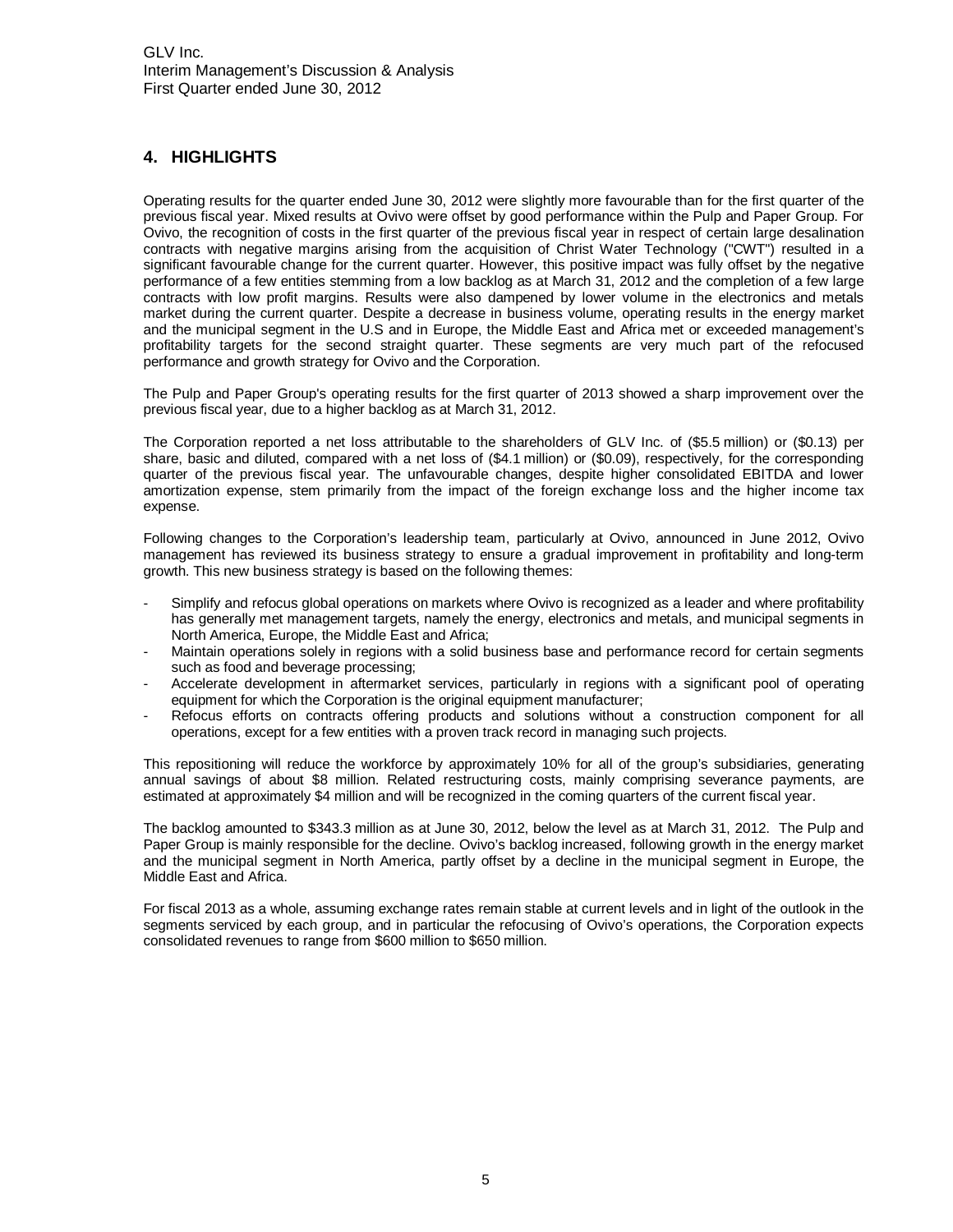## 4. HIGHLIGHTS

Operating results for the quarter ended June 30, 2012 were slightly more favourable than for the first quarter of the previous fiscal year. Mixed results at Ovivo were offset by good performance within the Pulp and Paper Group. For Ovivo, the recognition of costs in the first quarter of the previous fiscal year in respect of certain large desalination contracts with negative margins arising from the acquisition of Christ Water Technology ("CWT") resulted in a significant favourable change for the current quarter. However, this positive impact was fully offset by the negative performance of a few entities stemming from a low backlog as at March 31, 2012 and the completion of a few large contracts with low profit margins. Results were also dampened by lower volume in the electronics and metals market during the current quarter. Despite a decrease in business volume, operating results in the energy market and the municipal segment in the U.S and in Europe, the Middle East and Africa met or exceeded management's profitability targets for the second straight quarter. These segments are very much part of the refocused performance and growth strategy for Ovivo and the Corporation.

The Pulp and Paper Group's operating results for the first quarter of 2013 showed a sharp improvement over the previous fiscal year, due to a higher backlog as at March 31, 2012.

The Corporation reported a net loss attributable to the shareholders of GLV Inc. of ($5.5 million) or ($0.13) per share, basic and diluted, compared with a net loss of ($4.1 million) or ($0.09), respectively, for the corresponding quarter of the previous fiscal year. The unfavourable changes, despite higher consolidated EBITDA and lower amortization expense, stem primarily from the impact of the foreign exchange loss and the higher income tax expense.

Following changes to the Corporation's leadership team, particularly at Ovivo, announced in June 2012, Ovivo management has reviewed its business strategy to ensure a gradual improvement in profitability and long-term growth. This new business strategy is based on the following themes:

- Simplify and refocus global operations on markets where Ovivo is recognized as a leader and where profitability has generally met management targets, namely the energy, electronics and metals, and municipal segments in North America, Europe, the Middle East and Africa;
- Maintain operations solely in regions with a solid business base and performance record for certain segments such as food and beverage processing;
- Accelerate development in aftermarket services, particularly in regions with a significant pool of operating equipment for which the Corporation is the original equipment manufacturer;
- Refocus efforts on contracts offering products and solutions without a construction component for all operations, except for a few entities with a proven track record in managing such projects.

This repositioning will reduce the workforce by approximately 10% for all of the group's subsidiaries, generating annual savings of about $8 million. Related restructuring costs, mainly comprising severance payments, are estimated at approximately $4 million and will be recognized in the coming quarters of the current fiscal year.

The backlog amounted to $343.3 million as at June 30, 2012, below the level as at March 31, 2012. The Pulp and Paper Group is mainly responsible for the decline. Ovivo's backlog increased, following growth in the energy market and the municipal segment in North America, partly offset by a decline in the municipal segment in Europe, the Middle East and Africa.

For fiscal 2013 as a whole, assuming exchange rates remain stable at current levels and in light of the outlook in the segments serviced by each group, and in particular the refocusing of Ovivo's operations, the Corporation expects consolidated revenues to range from $600 million to $650 million.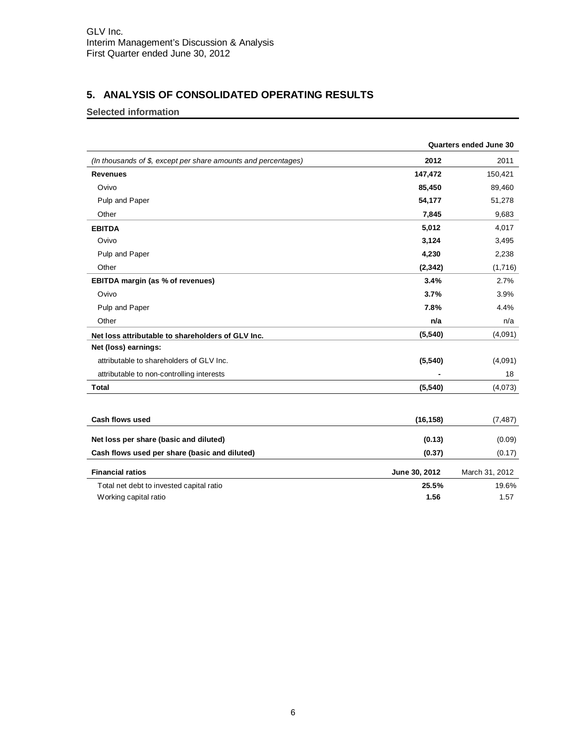## 5. ANALYSIS OF CONSOLIDATED OPERATING RESULTS

### Selected information

| | Quarters ended June 30 | |
|---|---|---|
| *(In thousands of $, except per share amounts and percentages)* | **2012** | 2011 |
| **Revenues** | **147,472** | 150,421 |
| Ovivo | **85,450** | 89,460 |
| Pulp and Paper | **54,177** | 51,278 |
| Other | **7,845** | 9,683 |
| **EBITDA** | **5,012** | 4,017 |
| Ovivo | **3,124** | 3,495 |
| Pulp and Paper | **4,230** | 2,238 |
| Other | **(2,342)** | (1,716) |
| **EBITDA margin (as % of revenues)** | **3.4%** | 2.7% |
| Ovivo | **3.7%** | 3.9% |
| Pulp and Paper | **7.8%** | 4.4% |
| Other | **n/a** | n/a |
| **Net loss attributable to shareholders of GLV Inc.** | **(5,540)** | (4,091) |
| **Net (loss) earnings:** | | |
| attributable to shareholders of GLV Inc. | **(5,540)** | (4,091) |
| attributable to non-controlling interests | **-** | 18 |
| **Total** | **(5,540)** | (4,073) |
| | | |
| **Cash flows used** | **(16,158)** | (7,487) |
| **Net loss per share (basic and diluted)** | **(0.13)** | (0.09) |
| **Cash flows used per share (basic and diluted)** | **(0.37)** | (0.17) |
| **Financial ratios** | **June 30, 2012** | March 31, 2012 |
| Total net debt to invested capital ratio | **25.5%** | 19.6% |
| Working capital ratio | **1.56** | 1.57 |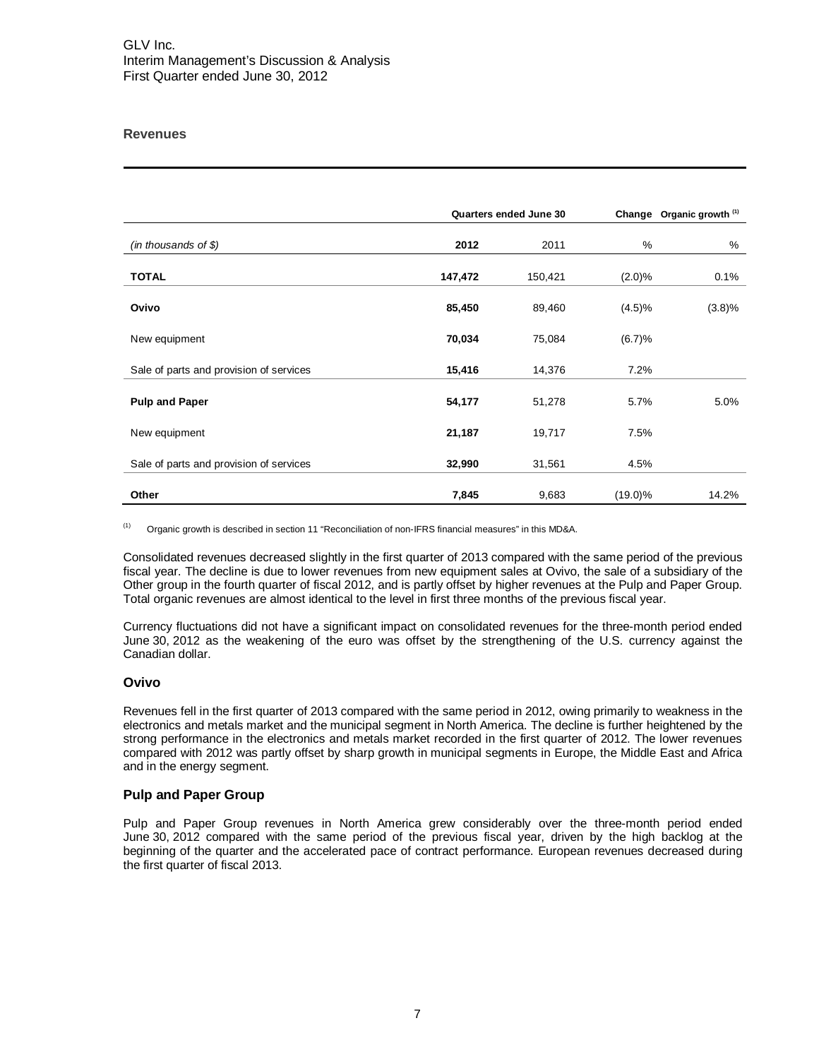## Revenues

| | Quarters ended June 30 | | Change | Organic growth [(1)] |
|---|---|---|---|---|
| *(in thousands of $)* | **2012** | 2011 | % | % |
| **TOTAL** | **147,472** | 150,421 | (2.0)% | 0.1% |
| **Ovivo** | **85,450** | 89,460 | (4.5)% | (3.8)% |
| New equipment | **70,034** | 75,084 | (6.7)% | |
| Sale of parts and provision of services | **15,416** | 14,376 | 7.2% | |
| **Pulp and Paper** | **54,177** | 51,278 | 5.7% | 5.0% |
| New equipment | **21,187** | 19,717 | 7.5% | |
| Sale of parts and provision of services | **32,990** | 31,561 | 4.5% | |
| **Other** | **7,845** | 9,683 | (19.0)% | 14.2% |

(1) Organic growth is described in section 11 "Reconciliation of non-IFRS financial measures" in this MD&A.

Consolidated revenues decreased slightly in the first quarter of 2013 compared with the same period of the previous fiscal year. The decline is due to lower revenues from new equipment sales at Ovivo, the sale of a subsidiary of the Other group in the fourth quarter of fiscal 2012, and is partly offset by higher revenues at the Pulp and Paper Group. Total organic revenues are almost identical to the level in first three months of the previous fiscal year.

Currency fluctuations did not have a significant impact on consolidated revenues for the three-month period ended June 30, 2012 as the weakening of the euro was offset by the strengthening of the U.S. currency against the Canadian dollar.

### Ovivo

Revenues fell in the first quarter of 2013 compared with the same period in 2012, owing primarily to weakness in the electronics and metals market and the municipal segment in North America. The decline is further heightened by the strong performance in the electronics and metals market recorded in the first quarter of 2012. The lower revenues compared with 2012 was partly offset by sharp growth in municipal segments in Europe, the Middle East and Africa and in the energy segment.

### Pulp and Paper Group

Pulp and Paper Group revenues in North America grew considerably over the three-month period ended June 30, 2012 compared with the same period of the previous fiscal year, driven by the high backlog at the beginning of the quarter and the accelerated pace of contract performance. European revenues decreased during the first quarter of fiscal 2013.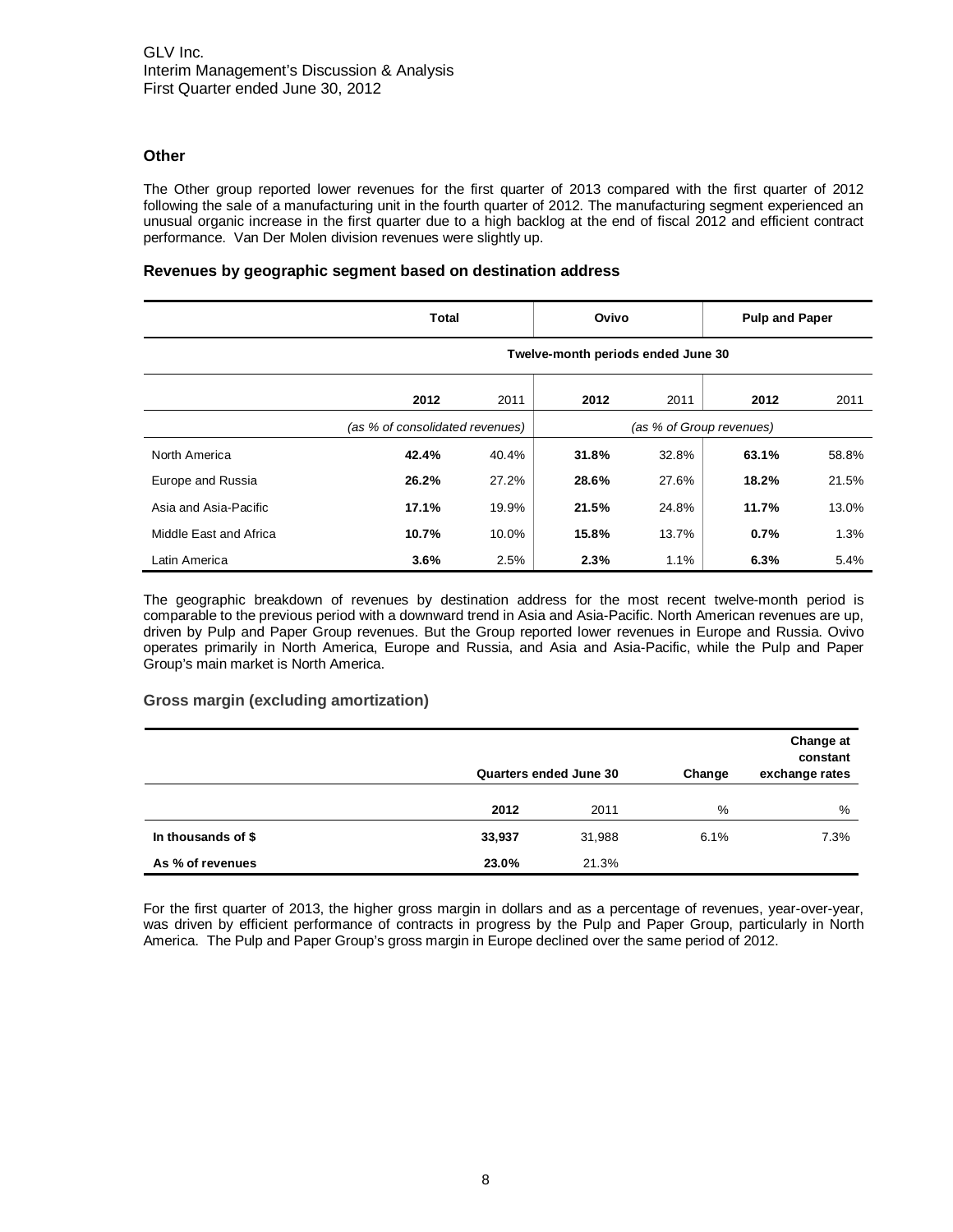### Other

The Other group reported lower revenues for the first quarter of 2013 compared with the first quarter of 2012 following the sale of a manufacturing unit in the fourth quarter of 2012. The manufacturing segment experienced an unusual organic increase in the first quarter due to a high backlog at the end of fiscal 2012 and efficient contract performance. Van Der Molen division revenues were slightly up.

### Revenues by geographic segment based on destination address

| | Total | | Ovivo | | Pulp and Paper | |
|---|---|---|---|---|---|---|
| | Twelve-month periods ended June 30 | | | | | |
| | **2012** | 2011 | **2012** | 2011 | **2012** | 2011 |
| | *(as % of consolidated revenues)* | | *(as % of Group revenues)* | | | |
| North America | **42.4%** | 40.4% | **31.8%** | 32.8% | **63.1%** | 58.8% |
| Europe and Russia | **26.2%** | 27.2% | **28.6%** | 27.6% | **18.2%** | 21.5% |
| Asia and Asia-Pacific | **17.1%** | 19.9% | **21.5%** | 24.8% | **11.7%** | 13.0% |
| Middle East and Africa | **10.7%** | 10.0% | **15.8%** | 13.7% | **0.7%** | 1.3% |
| Latin America | **3.6%** | 2.5% | **2.3%** | 1.1% | **6.3%** | 5.4% |

The geographic breakdown of revenues by destination address for the most recent twelve-month period is comparable to the previous period with a downward trend in Asia and Asia-Pacific. North American revenues are up, driven by Pulp and Paper Group revenues. But the Group reported lower revenues in Europe and Russia. Ovivo operates primarily in North America, Europe and Russia, and Asia and Asia-Pacific, while the Pulp and Paper Group's main market is North America.

### Gross margin (excluding amortization)

| | Quarters ended June 30 | | Change | Change at constant exchange rates |
|---|---|---|---|---|
| | **2012** | 2011 | % | % |
| **In thousands of $** | **33,937** | 31,988 | 6.1% | 7.3% |
| **As % of revenues** | **23.0%** | 21.3% | | |

For the first quarter of 2013, the higher gross margin in dollars and as a percentage of revenues, year-over-year, was driven by efficient performance of contracts in progress by the Pulp and Paper Group, particularly in North America. The Pulp and Paper Group's gross margin in Europe declined over the same period of 2012.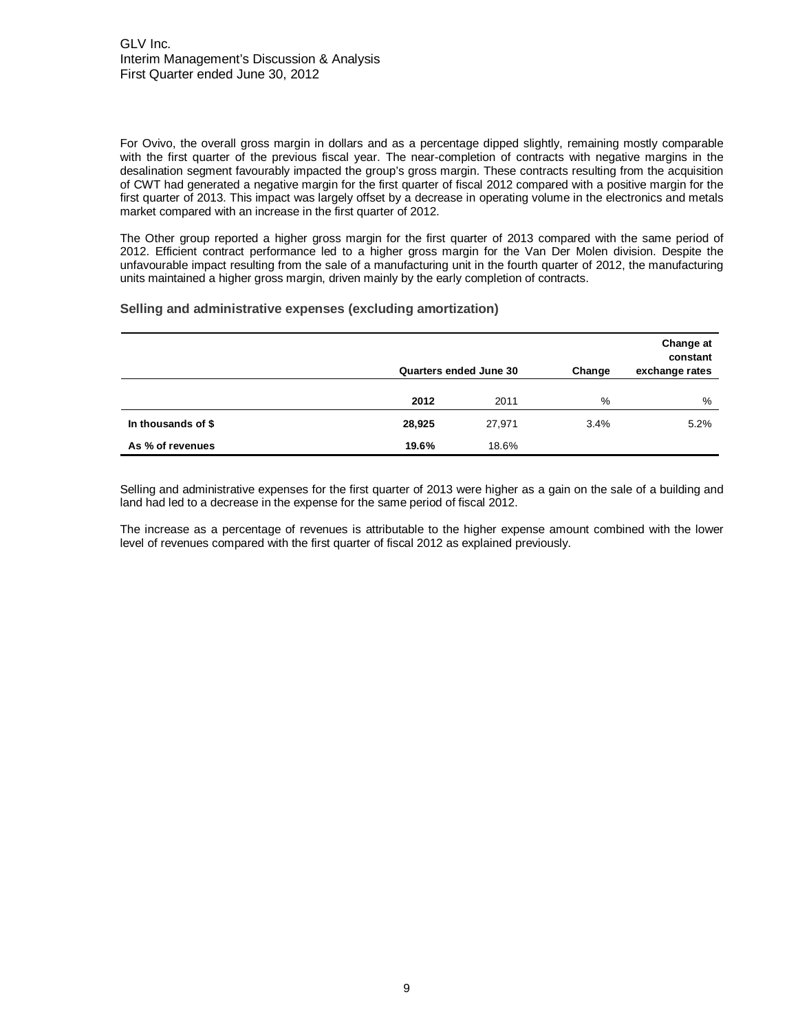For Ovivo, the overall gross margin in dollars and as a percentage dipped slightly, remaining mostly comparable with the first quarter of the previous fiscal year. The near-completion of contracts with negative margins in the desalination segment favourably impacted the group's gross margin. These contracts resulting from the acquisition of CWT had generated a negative margin for the first quarter of fiscal 2012 compared with a positive margin for the first quarter of 2013. This impact was largely offset by a decrease in operating volume in the electronics and metals market compared with an increase in the first quarter of 2012.

The Other group reported a higher gross margin for the first quarter of 2013 compared with the same period of 2012. Efficient contract performance led to a higher gross margin for the Van Der Molen division. Despite the unfavourable impact resulting from the sale of a manufacturing unit in the fourth quarter of 2012, the manufacturing units maintained a higher gross margin, driven mainly by the early completion of contracts.

### Selling and administrative expenses (excluding amortization)

| | Quarters ended June 30 | | Change | Change at constant exchange rates |
|---|---|---|---|---|
| | **2012** | 2011 | % | % |
| **In thousands of $** | **28,925** | 27,971 | 3.4% | 5.2% |
| **As % of revenues** | **19.6%** | 18.6% | | |

Selling and administrative expenses for the first quarter of 2013 were higher as a gain on the sale of a building and land had led to a decrease in the expense for the same period of fiscal 2012.

The increase as a percentage of revenues is attributable to the higher expense amount combined with the lower level of revenues compared with the first quarter of fiscal 2012 as explained previously.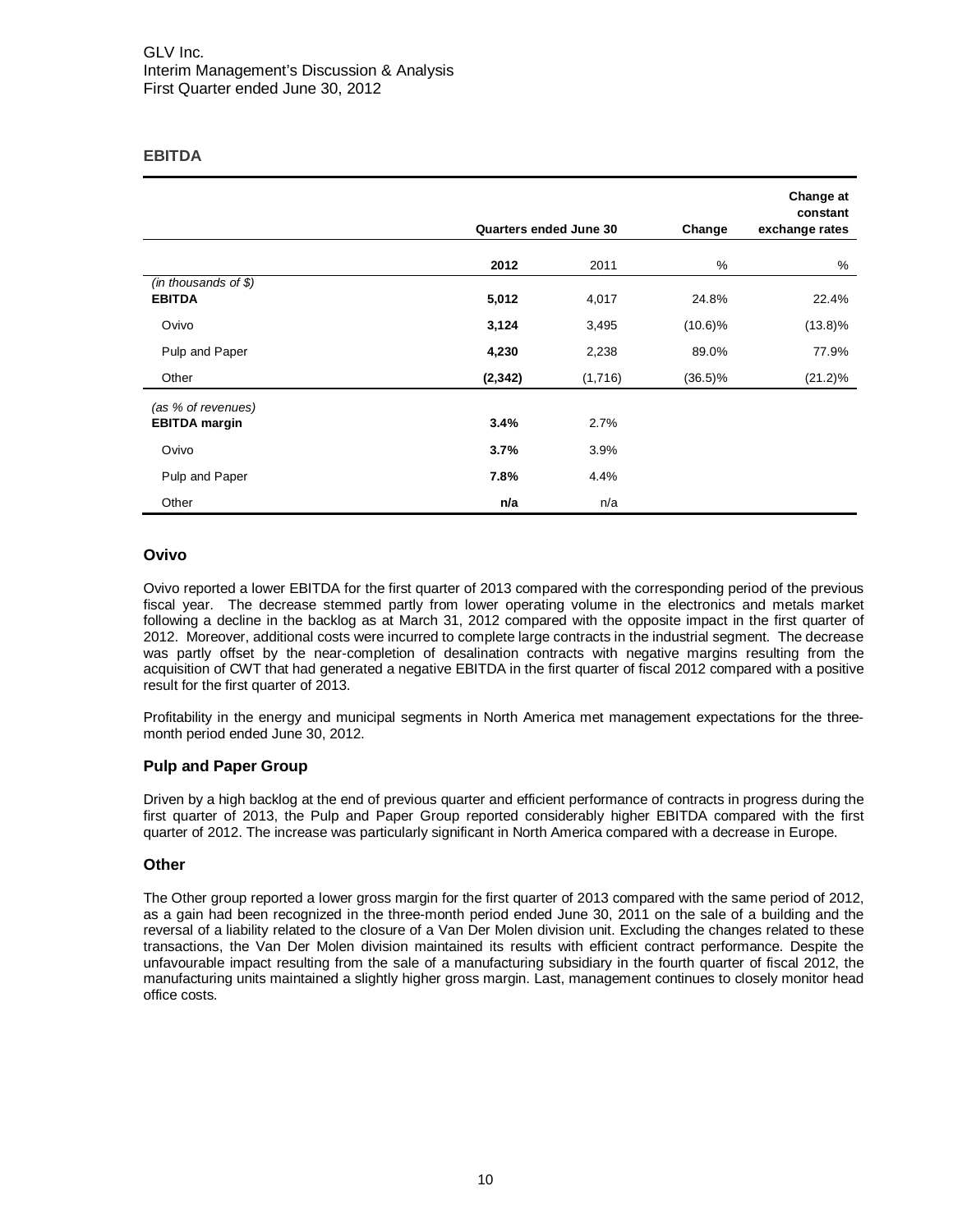## EBITDA

| | Quarters ended June 30 | | Change | Change at constant exchange rates |
|---|---|---|---|---|
| | **2012** | 2011 | % | % |
| *(in thousands of $)* | | | | |
| **EBITDA** | **5,012** | 4,017 | 24.8% | 22.4% |
| Ovivo | **3,124** | 3,495 | (10.6)% | (13.8)% |
| Pulp and Paper | **4,230** | 2,238 | 89.0% | 77.9% |
| Other | **(2,342)** | (1,716) | (36.5)% | (21.2)% |
| *(as % of revenues)* | | | | |
| **EBITDA margin** | **3.4%** | 2.7% | | |
| Ovivo | **3.7%** | 3.9% | | |
| Pulp and Paper | **7.8%** | 4.4% | | |
| Other | **n/a** | n/a | | |

### Ovivo

Ovivo reported a lower EBITDA for the first quarter of 2013 compared with the corresponding period of the previous fiscal year. The decrease stemmed partly from lower operating volume in the electronics and metals market following a decline in the backlog as at March 31, 2012 compared with the opposite impact in the first quarter of 2012. Moreover, additional costs were incurred to complete large contracts in the industrial segment. The decrease was partly offset by the near-completion of desalination contracts with negative margins resulting from the acquisition of CWT that had generated a negative EBITDA in the first quarter of fiscal 2012 compared with a positive result for the first quarter of 2013.

Profitability in the energy and municipal segments in North America met management expectations for the three-month period ended June 30, 2012.

### Pulp and Paper Group

Driven by a high backlog at the end of previous quarter and efficient performance of contracts in progress during the first quarter of 2013, the Pulp and Paper Group reported considerably higher EBITDA compared with the first quarter of 2012. The increase was particularly significant in North America compared with a decrease in Europe.

### Other

The Other group reported a lower gross margin for the first quarter of 2013 compared with the same period of 2012, as a gain had been recognized in the three-month period ended June 30, 2011 on the sale of a building and the reversal of a liability related to the closure of a Van Der Molen division unit. Excluding the changes related to these transactions, the Van Der Molen division maintained its results with efficient contract performance. Despite the unfavourable impact resulting from the sale of a manufacturing subsidiary in the fourth quarter of fiscal 2012, the manufacturing units maintained a slightly higher gross margin. Last, management continues to closely monitor head office costs.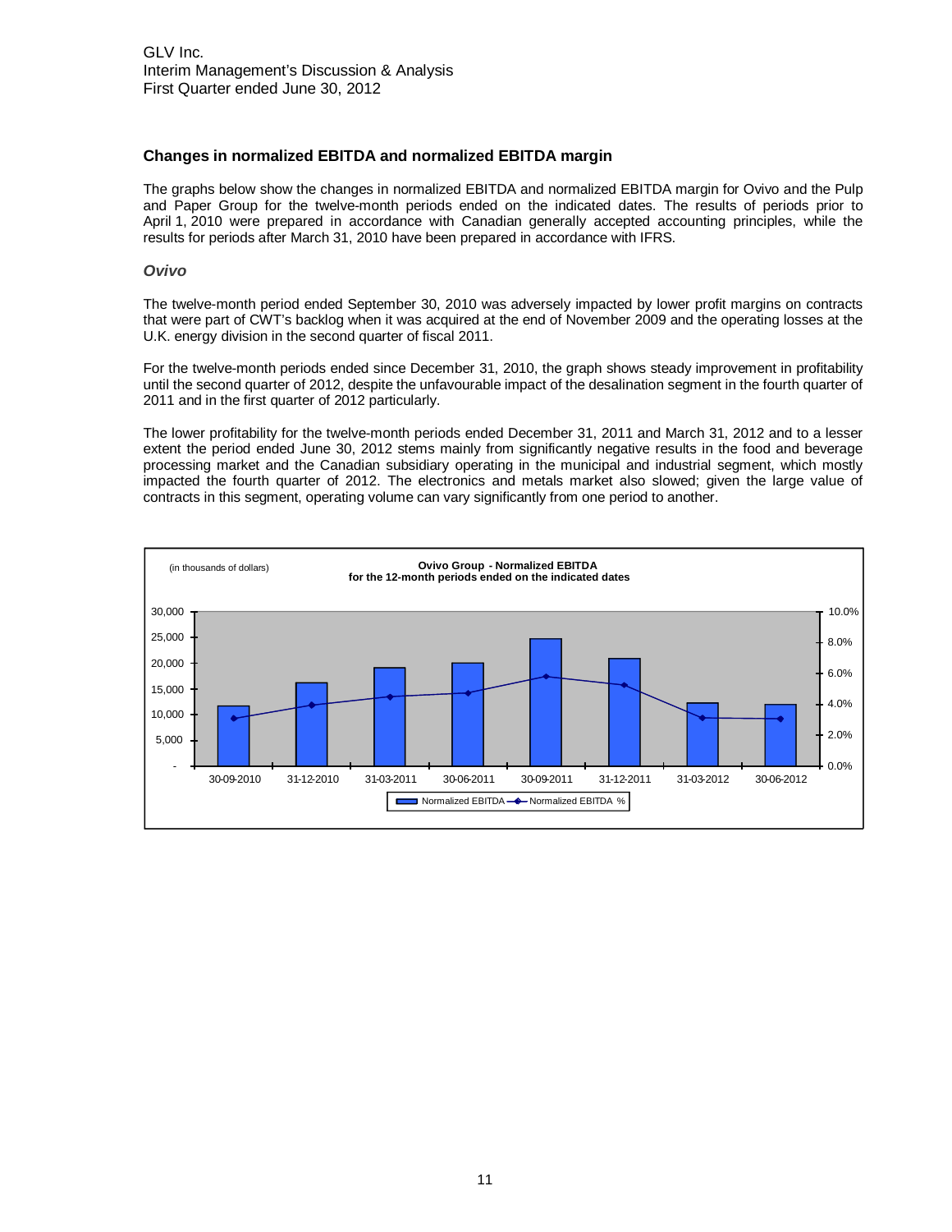## Changes in normalized EBITDA and normalized EBITDA margin

The graphs below show the changes in normalized EBITDA and normalized EBITDA margin for Ovivo and the Pulp and Paper Group for the twelve-month periods ended on the indicated dates. The results of periods prior to April 1, 2010 were prepared in accordance with Canadian generally accepted accounting principles, while the results for periods after March 31, 2010 have been prepared in accordance with IFRS.

### *Ovivo*

The twelve-month period ended September 30, 2010 was adversely impacted by lower profit margins on contracts that were part of CWT's backlog when it was acquired at the end of November 2009 and the operating losses at the U.K. energy division in the second quarter of fiscal 2011.

For the twelve-month periods ended since December 31, 2010, the graph shows steady improvement in profitability until the second quarter of 2012, despite the unfavourable impact of the desalination segment in the fourth quarter of 2011 and in the first quarter of 2012 particularly.

The lower profitability for the twelve-month periods ended December 31, 2011 and March 31, 2012 and to a lesser extent the period ended June 30, 2012 stems mainly from significantly negative results in the food and beverage processing market and the Canadian subsidiary operating in the municipal and industrial segment, which mostly impacted the fourth quarter of 2012. The electronics and metals market also slowed; given the large value of contracts in this segment, operating volume can vary significantly from one period to another.

**Ovivo Group - Normalized EBITDA for the 12-month periods ended on the indicated dates**

(in thousands of dollars)

Dates shown: 30-09-2010, 31-12-2010, 31-03-2011, 30-06-2011, 30-09-2011, 31-12-2011, 31-03-2012, 30-06-2012

Legend: Normalized EBITDA (bars, left axis 0–30,000); Normalized EBITDA % (line, right axis 0.0%–10.0%)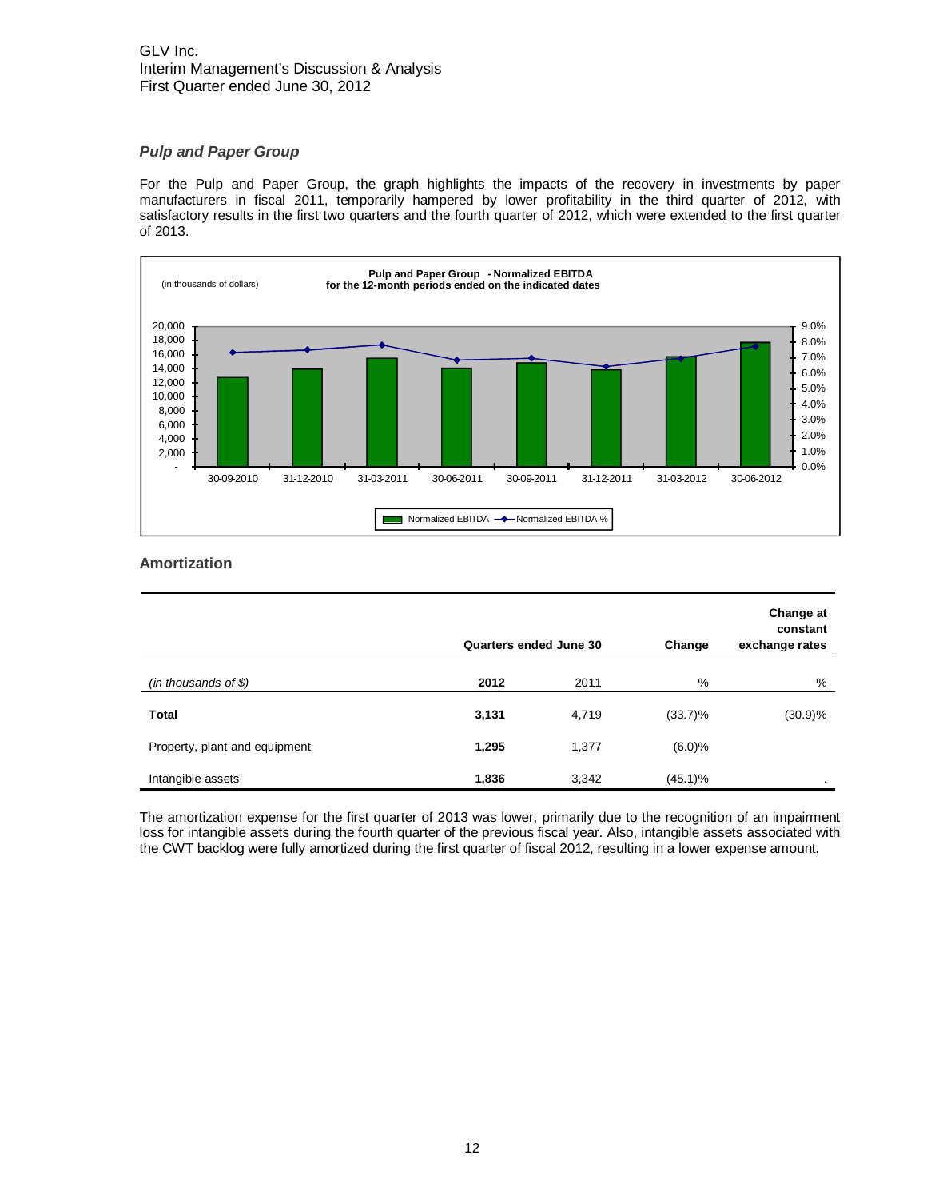### *Pulp and Paper Group*

For the Pulp and Paper Group, the graph highlights the impacts of the recovery in investments by paper manufacturers in fiscal 2011, temporarily hampered by lower profitability in the third quarter of 2012, with satisfactory results in the first two quarters and the fourth quarter of 2012, which were extended to the first quarter of 2013.

**Pulp and Paper Group - Normalized EBITDA for the 12-month periods ended on the indicated dates**

(in thousands of dollars)

Normalized EBITDA — Normalized EBITDA %

30-09-2010 | 31-12-2010 | 31-03-2011 | 30-06-2011 | 30-09-2011 | 31-12-2011 | 31-03-2012 | 30-06-2012

## Amortization

| | Quarters ended June 30 | | Change | Change at constant exchange rates |
|---|---|---|---|---|
| *(in thousands of $)* | **2012** | 2011 | % | % |
| **Total** | **3,131** | 4,719 | (33.7)% | (30.9)% |
| Property, plant and equipment | **1,295** | 1,377 | (6.0)% | |
| Intangible assets | **1,836** | 3,342 | (45.1)% | . |

The amortization expense for the first quarter of 2013 was lower, primarily due to the recognition of an impairment loss for intangible assets during the fourth quarter of the previous fiscal year. Also, intangible assets associated with the CWT backlog were fully amortized during the first quarter of fiscal 2012, resulting in a lower expense amount.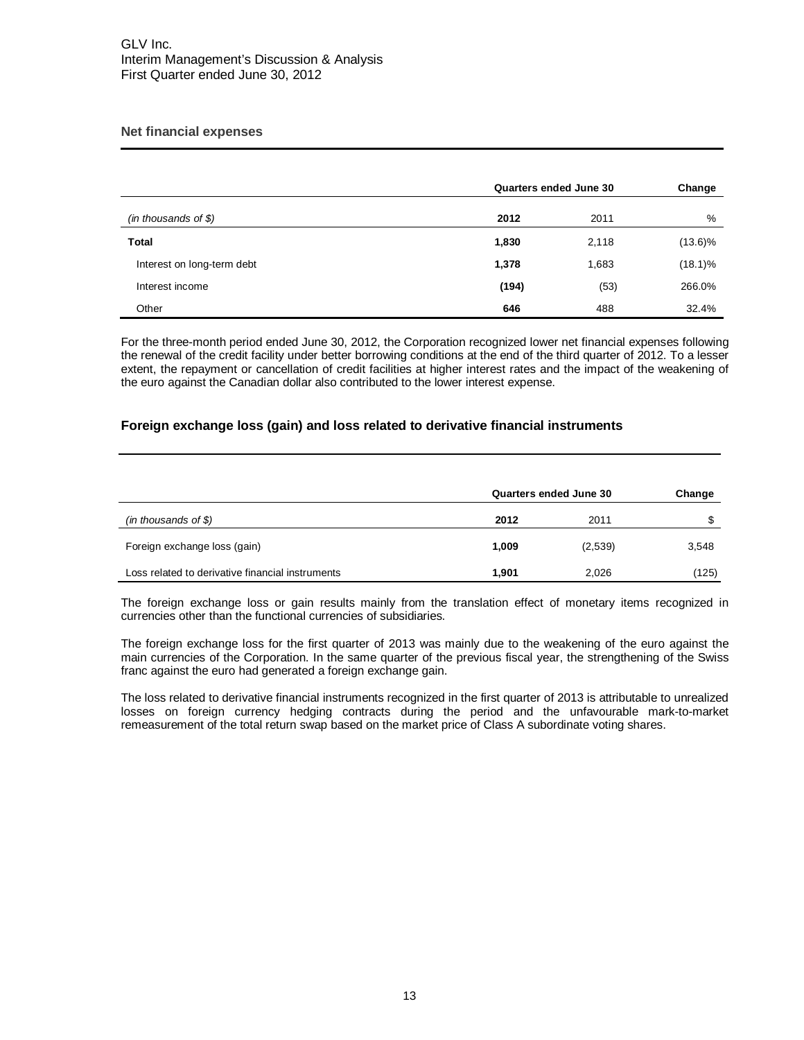## Net financial expenses

| | Quarters ended June 30 | | Change |
|---|---|---|---|
| *(in thousands of $)* | **2012** | 2011 | % |
| **Total** | **1,830** | 2,118 | (13.6)% |
| Interest on long-term debt | **1,378** | 1,683 | (18.1)% |
| Interest income | **(194)** | (53) | 266.0% |
| Other | **646** | 488 | 32.4% |

For the three-month period ended June 30, 2012, the Corporation recognized lower net financial expenses following the renewal of the credit facility under better borrowing conditions at the end of the third quarter of 2012. To a lesser extent, the repayment or cancellation of credit facilities at higher interest rates and the impact of the weakening of the euro against the Canadian dollar also contributed to the lower interest expense.

## Foreign exchange loss (gain) and loss related to derivative financial instruments

| | Quarters ended June 30 | | Change |
|---|---|---|---|
| *(in thousands of $)* | **2012** | 2011 | $ |
| Foreign exchange loss (gain) | **1,009** | (2,539) | 3,548 |
| Loss related to derivative financial instruments | **1,901** | 2,026 | (125) |

The foreign exchange loss or gain results mainly from the translation effect of monetary items recognized in currencies other than the functional currencies of subsidiaries.

The foreign exchange loss for the first quarter of 2013 was mainly due to the weakening of the euro against the main currencies of the Corporation. In the same quarter of the previous fiscal year, the strengthening of the Swiss franc against the euro had generated a foreign exchange gain.

The loss related to derivative financial instruments recognized in the first quarter of 2013 is attributable to unrealized losses on foreign currency hedging contracts during the period and the unfavourable mark-to-market remeasurement of the total return swap based on the market price of Class A subordinate voting shares.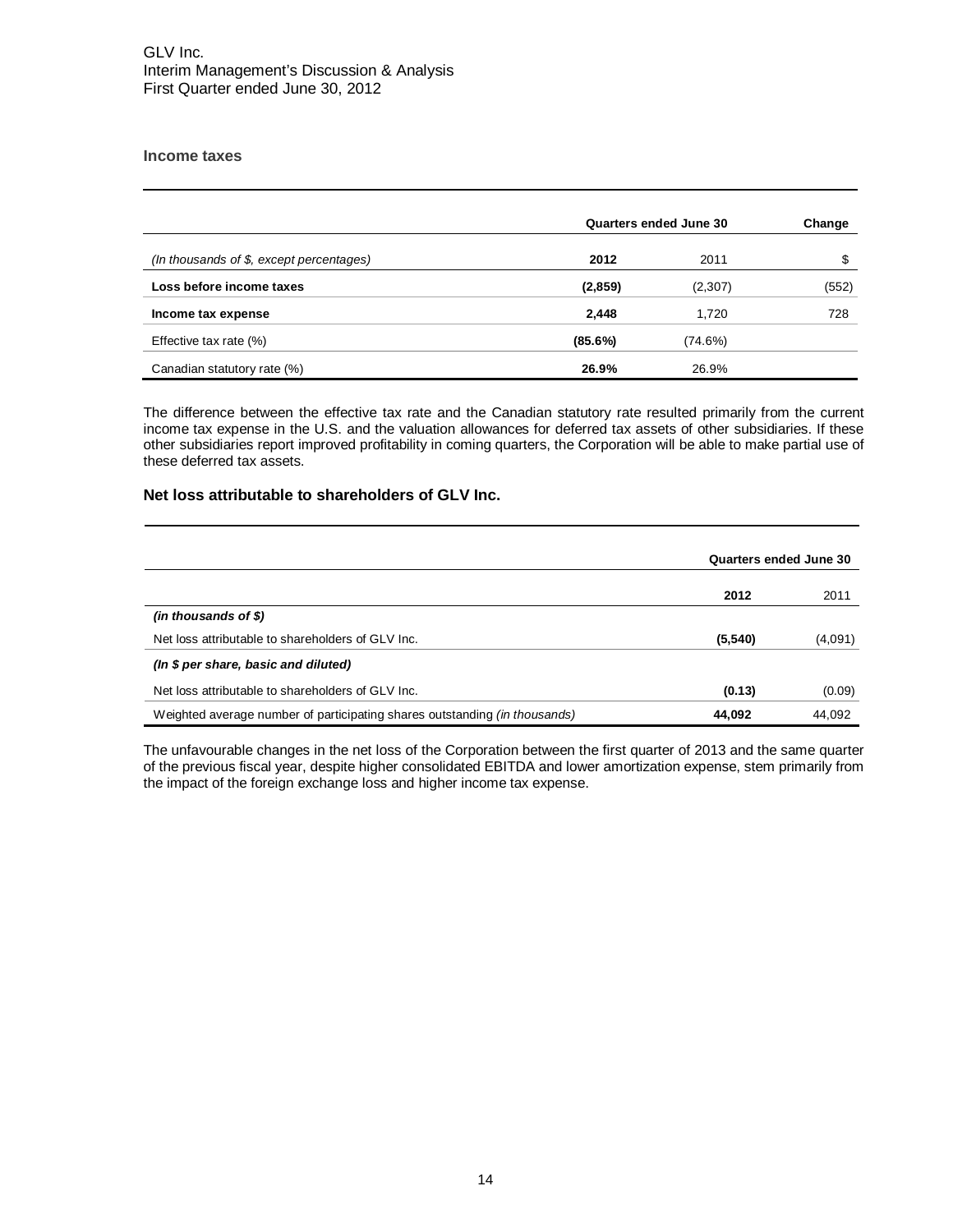### Income taxes

| | Quarters ended June 30 | | Change |
|---|---|---|---|
| *(In thousands of $, except percentages)* | **2012** | 2011 | $ |
| **Loss before income taxes** | **(2,859)** | (2,307) | (552) |
| **Income tax expense** | **2,448** | 1,720 | 728 |
| Effective tax rate (%) | **(85.6%)** | (74.6%) | |
| Canadian statutory rate (%) | **26.9%** | 26.9% | |

The difference between the effective tax rate and the Canadian statutory rate resulted primarily from the current income tax expense in the U.S. and the valuation allowances for deferred tax assets of other subsidiaries. If these other subsidiaries report improved profitability in coming quarters, the Corporation will be able to make partial use of these deferred tax assets.

### Net loss attributable to shareholders of GLV Inc.

| | Quarters ended June 30 | |
|---|---|---|
| | **2012** | 2011 |
| ***(in thousands of $)*** | | |
| Net loss attributable to shareholders of GLV Inc. | **(5,540)** | (4,091) |
| ***(In $ per share, basic and diluted)*** | | |
| Net loss attributable to shareholders of GLV Inc. | **(0.13)** | (0.09) |
| Weighted average number of participating shares outstanding *(in thousands)* | **44,092** | 44,092 |

The unfavourable changes in the net loss of the Corporation between the first quarter of 2013 and the same quarter of the previous fiscal year, despite higher consolidated EBITDA and lower amortization expense, stem primarily from the impact of the foreign exchange loss and higher income tax expense.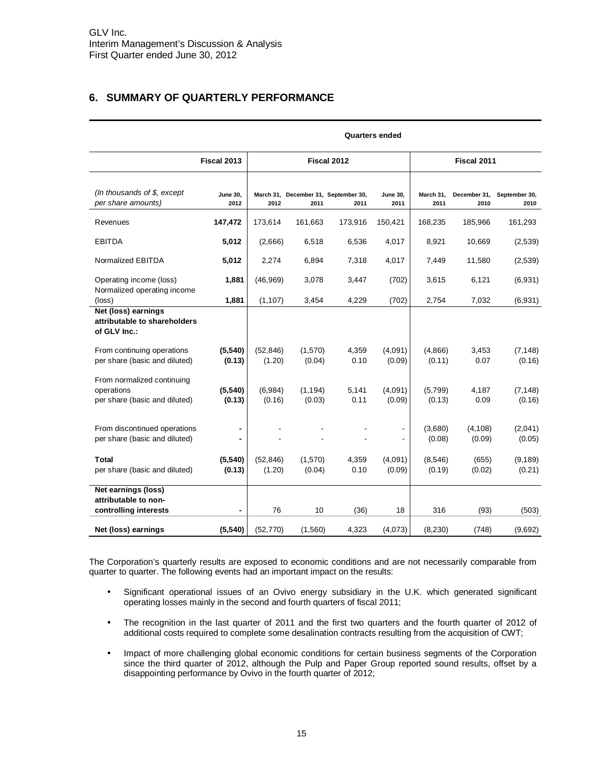## 6. SUMMARY OF QUARTERLY PERFORMANCE

| | Quarters ended | | | | | | | |
|---|---|---|---|---|---|---|---|---|
| | **Fiscal 2013** | Fiscal 2012 | | | | Fiscal 2011 | | |
| *(In thousands of $, except per share amounts)* | **June 30, 2012** | March 31, 2012 | December 31, 2011 | September 30, 2011 | June 30, 2011 | March 31, 2011 | December 31, 2010 | September 30, 2010 |
| Revenues | **147,472** | 173,614 | 161,663 | 173,916 | 150,421 | 168,235 | 185,966 | 161,293 |
| EBITDA | **5,012** | (2,666) | 6,518 | 6,536 | 4,017 | 8,921 | 10,669 | (2,539) |
| Normalized EBITDA | **5,012** | 2,274 | 6,894 | 7,318 | 4,017 | 7,449 | 11,580 | (2,539) |
| Operating income (loss) | **1,881** | (46,969) | 3,078 | 3,447 | (702) | 3,615 | 6,121 | (6,931) |
| Normalized operating income (loss) | **1,881** | (1,107) | 3,454 | 4,229 | (702) | 2,754 | 7,032 | (6,931) |
| **Net (loss) earnings attributable to shareholders of GLV Inc.:** | | | | | | | | |
| From continuing operations | **(5,540)** | (52,846) | (1,570) | 4,359 | (4,091) | (4,866) | 3,453 | (7,148) |
| per share (basic and diluted) | **(0.13)** | (1.20) | (0.04) | 0.10 | (0.09) | (0.11) | 0.07 | (0.16) |
| From normalized continuing operations | **(5,540)** | (6,984) | (1,194) | 5,141 | (4,091) | (5,799) | 4,187 | (7,148) |
| per share (basic and diluted) | **(0.13)** | (0.16) | (0.03) | 0.11 | (0.09) | (0.13) | 0.09 | (0.16) |
| From discontinued operations | **-** | - | - | - | - | (3,680) | (4,108) | (2,041) |
| per share (basic and diluted) | **-** | - | - | - | - | (0.08) | (0.09) | (0.05) |
| **Total** | **(5,540)** | (52,846) | (1,570) | 4,359 | (4,091) | (8,546) | (655) | (9,189) |
| per share (basic and diluted) | **(0.13)** | (1.20) | (0.04) | 0.10 | (0.09) | (0.19) | (0.02) | (0.21) |
| **Net earnings (loss) attributable to non-controlling interests** | **-** | 76 | 10 | (36) | 18 | 316 | (93) | (503) |
| **Net (loss) earnings** | **(5,540)** | (52,770) | (1,560) | 4,323 | (4,073) | (8,230) | (748) | (9,692) |

The Corporation's quarterly results are exposed to economic conditions and are not necessarily comparable from quarter to quarter. The following events had an important impact on the results:

- Significant operational issues of an Ovivo energy subsidiary in the U.K. which generated significant operating losses mainly in the second and fourth quarters of fiscal 2011;
- The recognition in the last quarter of 2011 and the first two quarters and the fourth quarter of 2012 of additional costs required to complete some desalination contracts resulting from the acquisition of CWT;
- Impact of more challenging global economic conditions for certain business segments of the Corporation since the third quarter of 2012, although the Pulp and Paper Group reported sound results, offset by a disappointing performance by Ovivo in the fourth quarter of 2012;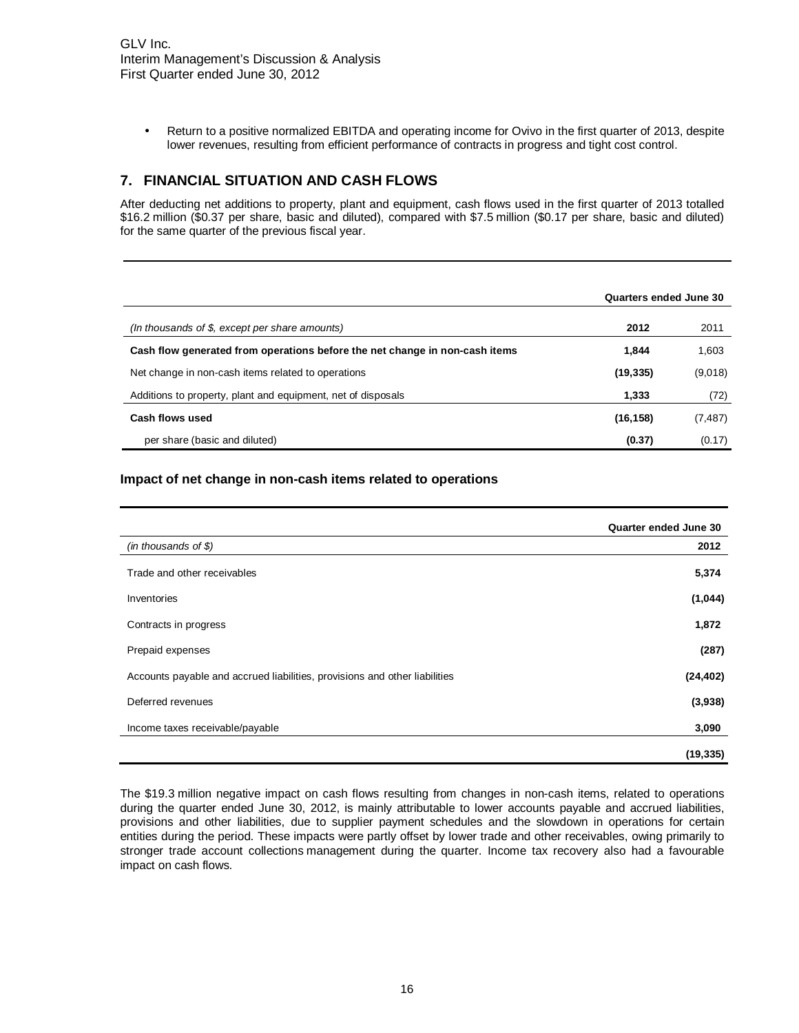- Return to a positive normalized EBITDA and operating income for Ovivo in the first quarter of 2013, despite lower revenues, resulting from efficient performance of contracts in progress and tight cost control.

## 7. FINANCIAL SITUATION AND CASH FLOWS

After deducting net additions to property, plant and equipment, cash flows used in the first quarter of 2013 totalled \$16.2 million (\$0.37 per share, basic and diluted), compared with \$7.5 million (\$0.17 per share, basic and diluted) for the same quarter of the previous fiscal year.

| | **Quarters ended June 30** | |
|---|---|---|
| *(In thousands of \$, except per share amounts)* | **2012** | 2011 |
| **Cash flow generated from operations before the net change in non-cash items** | **1,844** | 1,603 |
| Net change in non-cash items related to operations | **(19,335)** | (9,018) |
| Additions to property, plant and equipment, net of disposals | **1,333** | (72) |
| **Cash flows used** | **(16,158)** | (7,487) |
| per share (basic and diluted) | **(0.37)** | (0.17) |

### Impact of net change in non-cash items related to operations

| | **Quarter ended June 30** |
|---|---|
| *(in thousands of \$)* | **2012** |
| Trade and other receivables | **5,374** |
| Inventories | **(1,044)** |
| Contracts in progress | **1,872** |
| Prepaid expenses | **(287)** |
| Accounts payable and accrued liabilities, provisions and other liabilities | **(24,402)** |
| Deferred revenues | **(3,938)** |
| Income taxes receivable/payable | **3,090** |
| | **(19,335)** |

The \$19.3 million negative impact on cash flows resulting from changes in non-cash items, related to operations during the quarter ended June 30, 2012, is mainly attributable to lower accounts payable and accrued liabilities, provisions and other liabilities, due to supplier payment schedules and the slowdown in operations for certain entities during the period. These impacts were partly offset by lower trade and other receivables, owing primarily to stronger trade account collections management during the quarter. Income tax recovery also had a favourable impact on cash flows.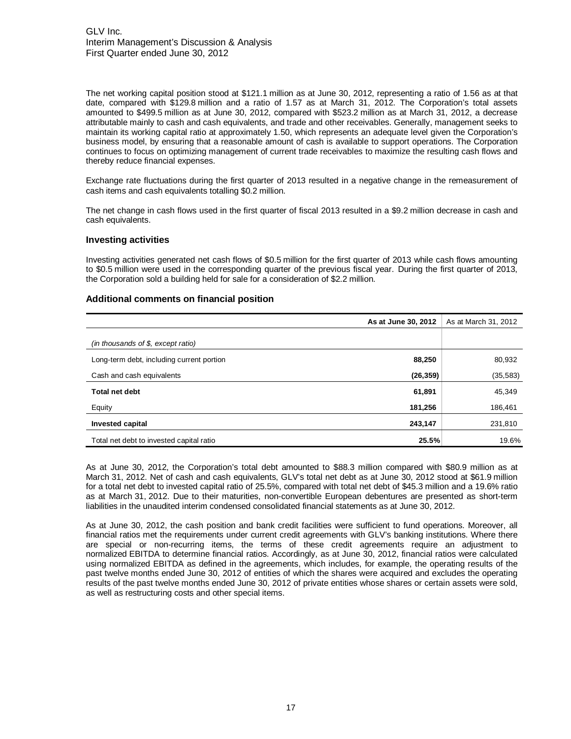The net working capital position stood at $121.1 million as at June 30, 2012, representing a ratio of 1.56 as at that date, compared with $129.8 million and a ratio of 1.57 as at March 31, 2012. The Corporation's total assets amounted to $499.5 million as at June 30, 2012, compared with $523.2 million as at March 31, 2012, a decrease attributable mainly to cash and cash equivalents, and trade and other receivables. Generally, management seeks to maintain its working capital ratio at approximately 1.50, which represents an adequate level given the Corporation's business model, by ensuring that a reasonable amount of cash is available to support operations. The Corporation continues to focus on optimizing management of current trade receivables to maximize the resulting cash flows and thereby reduce financial expenses.

Exchange rate fluctuations during the first quarter of 2013 resulted in a negative change in the remeasurement of cash items and cash equivalents totalling $0.2 million.

The net change in cash flows used in the first quarter of fiscal 2013 resulted in a $9.2 million decrease in cash and cash equivalents.

### Investing activities

Investing activities generated net cash flows of $0.5 million for the first quarter of 2013 while cash flows amounting to $0.5 million were used in the corresponding quarter of the previous fiscal year. During the first quarter of 2013, the Corporation sold a building held for sale for a consideration of $2.2 million.

### Additional comments on financial position

| | **As at June 30, 2012** | As at March 31, 2012 |
|---|---|---|
| *(in thousands of $, except ratio)* | | |
| Long-term debt, including current portion | **88,250** | 80,932 |
| Cash and cash equivalents | **(26,359)** | (35,583) |
| **Total net debt** | **61,891** | 45,349 |
| Equity | **181,256** | 186,461 |
| **Invested capital** | **243,147** | 231,810 |
| Total net debt to invested capital ratio | **25.5%** | 19.6% |

As at June 30, 2012, the Corporation's total debt amounted to $88.3 million compared with $80.9 million as at March 31, 2012. Net of cash and cash equivalents, GLV's total net debt as at June 30, 2012 stood at $61.9 million for a total net debt to invested capital ratio of 25.5%, compared with total net debt of $45.3 million and a 19.6% ratio as at March 31, 2012. Due to their maturities, non-convertible European debentures are presented as short-term liabilities in the unaudited interim condensed consolidated financial statements as at June 30, 2012.

As at June 30, 2012, the cash position and bank credit facilities were sufficient to fund operations. Moreover, all financial ratios met the requirements under current credit agreements with GLV's banking institutions. Where there are special or non-recurring items, the terms of these credit agreements require an adjustment to normalized EBITDA to determine financial ratios. Accordingly, as at June 30, 2012, financial ratios were calculated using normalized EBITDA as defined in the agreements, which includes, for example, the operating results of the past twelve months ended June 30, 2012 of entities of which the shares were acquired and excludes the operating results of the past twelve months ended June 30, 2012 of private entities whose shares or certain assets were sold, as well as restructuring costs and other special items.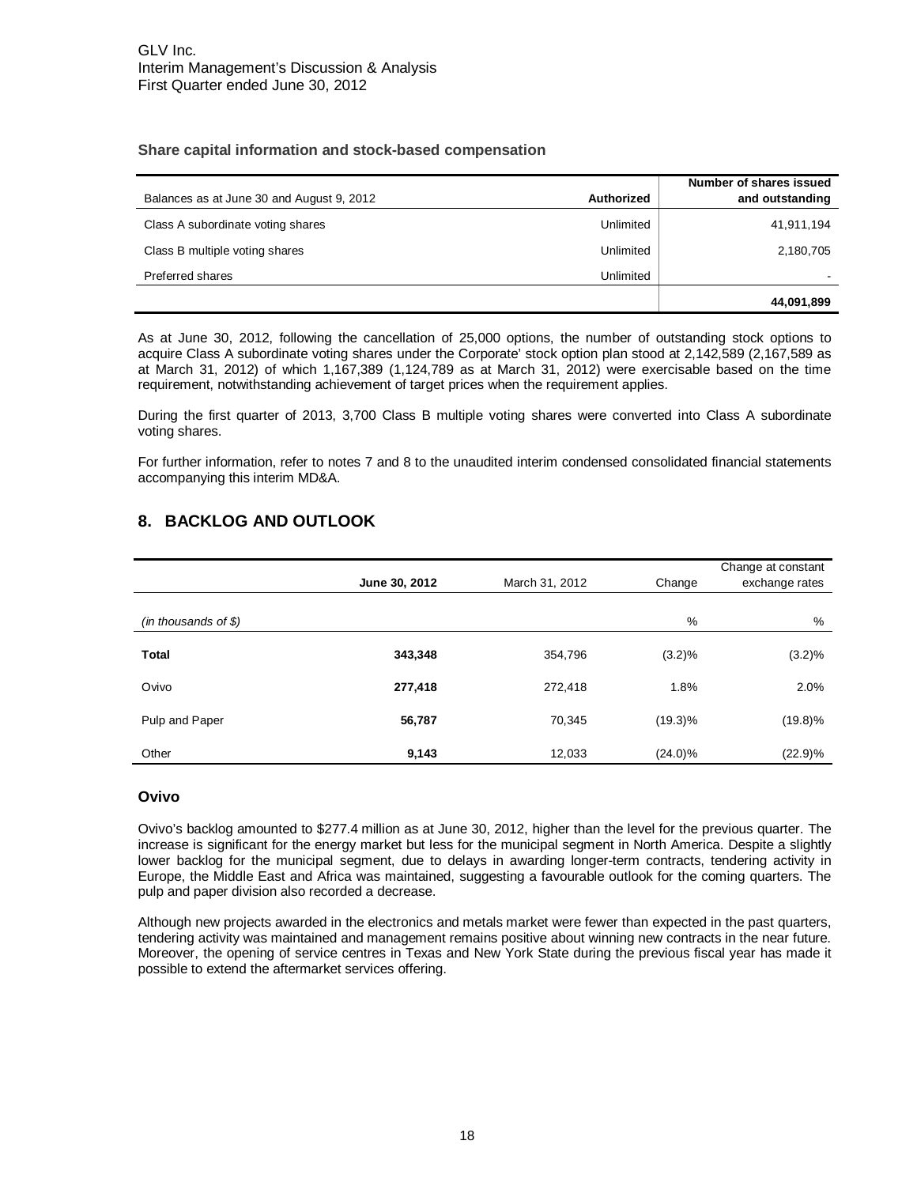**Share capital information and stock-based compensation**

| Balances as at June 30 and August 9, 2012 | Authorized | Number of shares issued and outstanding |
|---|---|---|
| Class A subordinate voting shares | Unlimited | 41,911,194 |
| Class B multiple voting shares | Unlimited | 2,180,705 |
| Preferred shares | Unlimited | - |
| | | **44,091,899** |

As at June 30, 2012, following the cancellation of 25,000 options, the number of outstanding stock options to acquire Class A subordinate voting shares under the Corporate' stock option plan stood at 2,142,589 (2,167,589 as at March 31, 2012) of which 1,167,389 (1,124,789 as at March 31, 2012) were exercisable based on the time requirement, notwithstanding achievement of target prices when the requirement applies.

During the first quarter of 2013, 3,700 Class B multiple voting shares were converted into Class A subordinate voting shares.

For further information, refer to notes 7 and 8 to the unaudited interim condensed consolidated financial statements accompanying this interim MD&A.

## 8. BACKLOG AND OUTLOOK

| | June 30, 2012 | March 31, 2012 | Change | Change at constant exchange rates |
|---|---|---|---|---|
| *(in thousands of $)* | | | % | % |
| **Total** | **343,348** | 354,796 | (3.2)% | (3.2)% |
| Ovivo | **277,418** | 272,418 | 1.8% | 2.0% |
| Pulp and Paper | **56,787** | 70,345 | (19.3)% | (19.8)% |
| Other | **9,143** | 12,033 | (24.0)% | (22.9)% |

### Ovivo

Ovivo's backlog amounted to $277.4 million as at June 30, 2012, higher than the level for the previous quarter. The increase is significant for the energy market but less for the municipal segment in North America. Despite a slightly lower backlog for the municipal segment, due to delays in awarding longer-term contracts, tendering activity in Europe, the Middle East and Africa was maintained, suggesting a favourable outlook for the coming quarters. The pulp and paper division also recorded a decrease.

Although new projects awarded in the electronics and metals market were fewer than expected in the past quarters, tendering activity was maintained and management remains positive about winning new contracts in the near future. Moreover, the opening of service centres in Texas and New York State during the previous fiscal year has made it possible to extend the aftermarket services offering.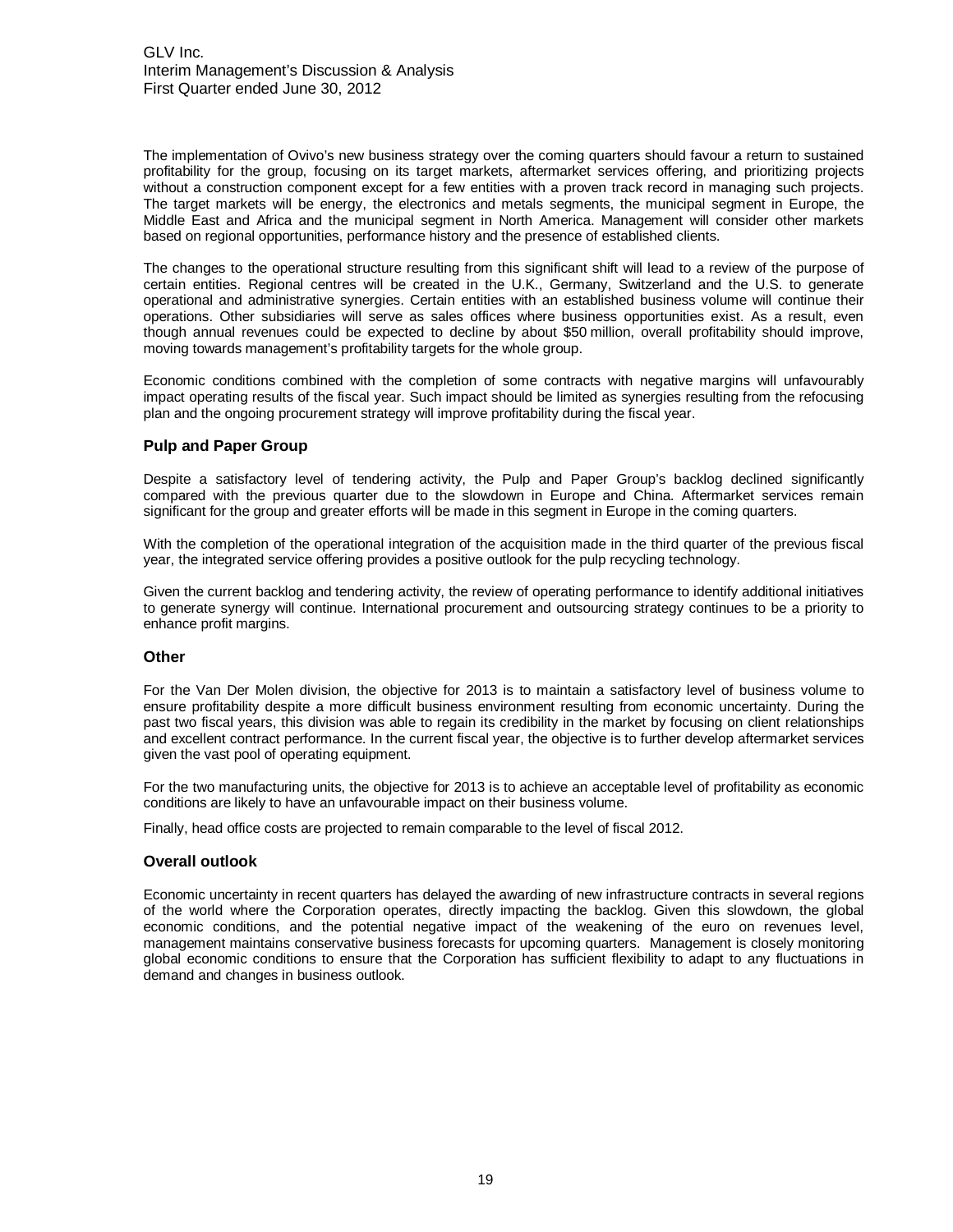The implementation of Ovivo's new business strategy over the coming quarters should favour a return to sustained profitability for the group, focusing on its target markets, aftermarket services offering, and prioritizing projects without a construction component except for a few entities with a proven track record in managing such projects. The target markets will be energy, the electronics and metals segments, the municipal segment in Europe, the Middle East and Africa and the municipal segment in North America. Management will consider other markets based on regional opportunities, performance history and the presence of established clients.

The changes to the operational structure resulting from this significant shift will lead to a review of the purpose of certain entities. Regional centres will be created in the U.K., Germany, Switzerland and the U.S. to generate operational and administrative synergies. Certain entities with an established business volume will continue their operations. Other subsidiaries will serve as sales offices where business opportunities exist. As a result, even though annual revenues could be expected to decline by about $50 million, overall profitability should improve, moving towards management's profitability targets for the whole group.

Economic conditions combined with the completion of some contracts with negative margins will unfavourably impact operating results of the fiscal year. Such impact should be limited as synergies resulting from the refocusing plan and the ongoing procurement strategy will improve profitability during the fiscal year.

### Pulp and Paper Group

Despite a satisfactory level of tendering activity, the Pulp and Paper Group's backlog declined significantly compared with the previous quarter due to the slowdown in Europe and China. Aftermarket services remain significant for the group and greater efforts will be made in this segment in Europe in the coming quarters.

With the completion of the operational integration of the acquisition made in the third quarter of the previous fiscal year, the integrated service offering provides a positive outlook for the pulp recycling technology.

Given the current backlog and tendering activity, the review of operating performance to identify additional initiatives to generate synergy will continue. International procurement and outsourcing strategy continues to be a priority to enhance profit margins.

### Other

For the Van Der Molen division, the objective for 2013 is to maintain a satisfactory level of business volume to ensure profitability despite a more difficult business environment resulting from economic uncertainty. During the past two fiscal years, this division was able to regain its credibility in the market by focusing on client relationships and excellent contract performance. In the current fiscal year, the objective is to further develop aftermarket services given the vast pool of operating equipment.

For the two manufacturing units, the objective for 2013 is to achieve an acceptable level of profitability as economic conditions are likely to have an unfavourable impact on their business volume.

Finally, head office costs are projected to remain comparable to the level of fiscal 2012.

### Overall outlook

Economic uncertainty in recent quarters has delayed the awarding of new infrastructure contracts in several regions of the world where the Corporation operates, directly impacting the backlog. Given this slowdown, the global economic conditions, and the potential negative impact of the weakening of the euro on revenues level, management maintains conservative business forecasts for upcoming quarters. Management is closely monitoring global economic conditions to ensure that the Corporation has sufficient flexibility to adapt to any fluctuations in demand and changes in business outlook.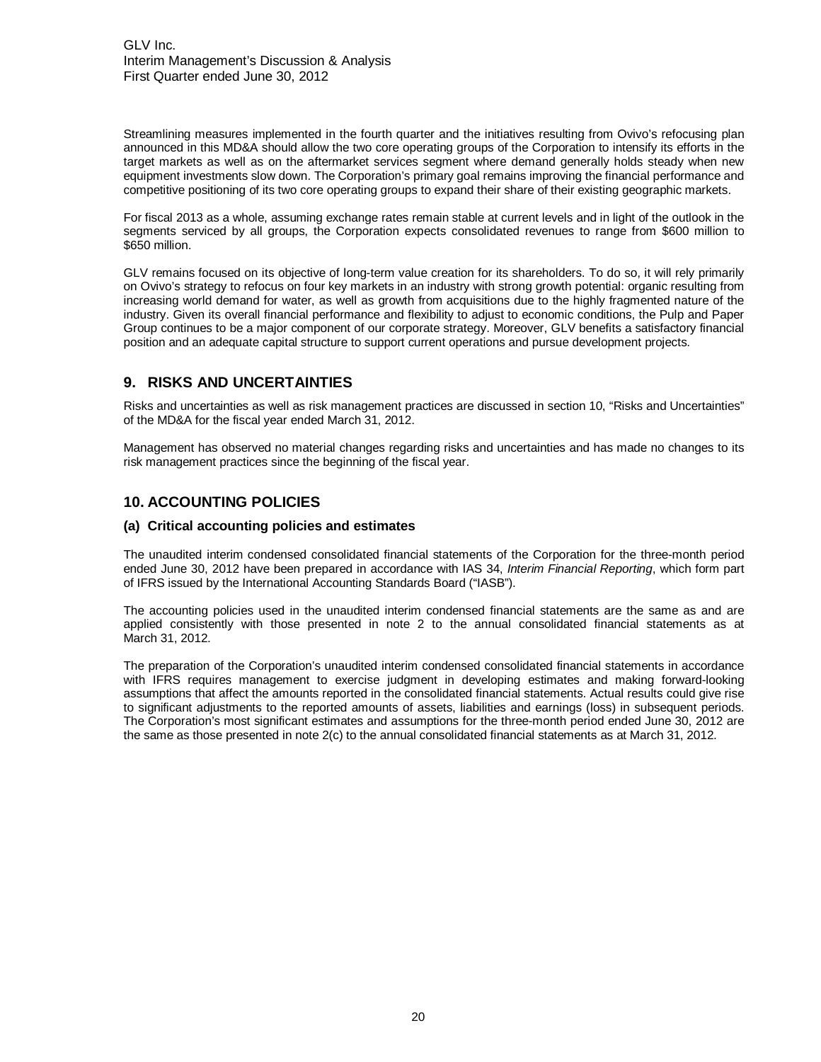Streamlining measures implemented in the fourth quarter and the initiatives resulting from Ovivo's refocusing plan announced in this MD&A should allow the two core operating groups of the Corporation to intensify its efforts in the target markets as well as on the aftermarket services segment where demand generally holds steady when new equipment investments slow down. The Corporation's primary goal remains improving the financial performance and competitive positioning of its two core operating groups to expand their share of their existing geographic markets.

For fiscal 2013 as a whole, assuming exchange rates remain stable at current levels and in light of the outlook in the segments serviced by all groups, the Corporation expects consolidated revenues to range from $600 million to $650 million.

GLV remains focused on its objective of long-term value creation for its shareholders. To do so, it will rely primarily on Ovivo's strategy to refocus on four key markets in an industry with strong growth potential: organic resulting from increasing world demand for water, as well as growth from acquisitions due to the highly fragmented nature of the industry. Given its overall financial performance and flexibility to adjust to economic conditions, the Pulp and Paper Group continues to be a major component of our corporate strategy. Moreover, GLV benefits a satisfactory financial position and an adequate capital structure to support current operations and pursue development projects.

## 9. RISKS AND UNCERTAINTIES

Risks and uncertainties as well as risk management practices are discussed in section 10, "Risks and Uncertainties" of the MD&A for the fiscal year ended March 31, 2012.

Management has observed no material changes regarding risks and uncertainties and has made no changes to its risk management practices since the beginning of the fiscal year.

## 10. ACCOUNTING POLICIES

### (a) Critical accounting policies and estimates

The unaudited interim condensed consolidated financial statements of the Corporation for the three-month period ended June 30, 2012 have been prepared in accordance with IAS 34, *Interim Financial Reporting*, which form part of IFRS issued by the International Accounting Standards Board ("IASB").

The accounting policies used in the unaudited interim condensed financial statements are the same as and are applied consistently with those presented in note 2 to the annual consolidated financial statements as at March 31, 2012.

The preparation of the Corporation's unaudited interim condensed consolidated financial statements in accordance with IFRS requires management to exercise judgment in developing estimates and making forward-looking assumptions that affect the amounts reported in the consolidated financial statements. Actual results could give rise to significant adjustments to the reported amounts of assets, liabilities and earnings (loss) in subsequent periods. The Corporation's most significant estimates and assumptions for the three-month period ended June 30, 2012 are the same as those presented in note 2(c) to the annual consolidated financial statements as at March 31, 2012.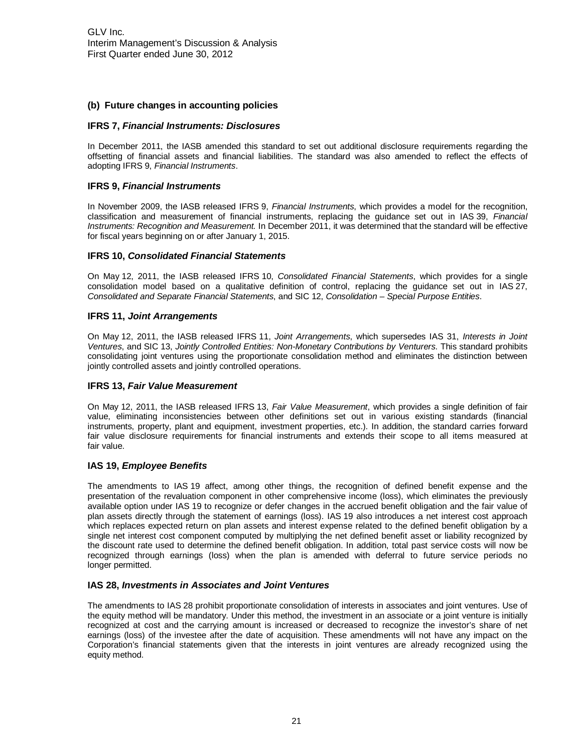### (b) Future changes in accounting policies

#### IFRS 7, *Financial Instruments: Disclosures*

In December 2011, the IASB amended this standard to set out additional disclosure requirements regarding the offsetting of financial assets and financial liabilities. The standard was also amended to reflect the effects of adopting IFRS 9, *Financial Instruments*.

#### IFRS 9, *Financial Instruments*

In November 2009, the IASB released IFRS 9, *Financial Instruments*, which provides a model for the recognition, classification and measurement of financial instruments, replacing the guidance set out in IAS 39, *Financial Instruments: Recognition and Measurement.* In December 2011, it was determined that the standard will be effective for fiscal years beginning on or after January 1, 2015.

#### IFRS 10, *Consolidated Financial Statements*

On May 12, 2011, the IASB released IFRS 10, *Consolidated Financial Statements*, which provides for a single consolidation model based on a qualitative definition of control, replacing the guidance set out in IAS 27, *Consolidated and Separate Financial Statements*, and SIC 12, *Consolidation – Special Purpose Entities*.

#### IFRS 11, *Joint Arrangements*

On May 12, 2011, the IASB released IFRS 11, *Joint Arrangements*, which supersedes IAS 31, *Interests in Joint Ventures*, and SIC 13, *Jointly Controlled Entities: Non-Monetary Contributions by Venturers*. This standard prohibits consolidating joint ventures using the proportionate consolidation method and eliminates the distinction between jointly controlled assets and jointly controlled operations.

#### IFRS 13, *Fair Value Measurement*

On May 12, 2011, the IASB released IFRS 13, *Fair Value Measurement*, which provides a single definition of fair value, eliminating inconsistencies between other definitions set out in various existing standards (financial instruments, property, plant and equipment, investment properties, etc.). In addition, the standard carries forward fair value disclosure requirements for financial instruments and extends their scope to all items measured at fair value.

#### IAS 19, *Employee Benefits*

The amendments to IAS 19 affect, among other things, the recognition of defined benefit expense and the presentation of the revaluation component in other comprehensive income (loss), which eliminates the previously available option under IAS 19 to recognize or defer changes in the accrued benefit obligation and the fair value of plan assets directly through the statement of earnings (loss). IAS 19 also introduces a net interest cost approach which replaces expected return on plan assets and interest expense related to the defined benefit obligation by a single net interest cost component computed by multiplying the net defined benefit asset or liability recognized by the discount rate used to determine the defined benefit obligation. In addition, total past service costs will now be recognized through earnings (loss) when the plan is amended with deferral to future service periods no longer permitted.

#### IAS 28, *Investments in Associates and Joint Ventures*

The amendments to IAS 28 prohibit proportionate consolidation of interests in associates and joint ventures. Use of the equity method will be mandatory. Under this method, the investment in an associate or a joint venture is initially recognized at cost and the carrying amount is increased or decreased to recognize the investor's share of net earnings (loss) of the investee after the date of acquisition. These amendments will not have any impact on the Corporation's financial statements given that the interests in joint ventures are already recognized using the equity method.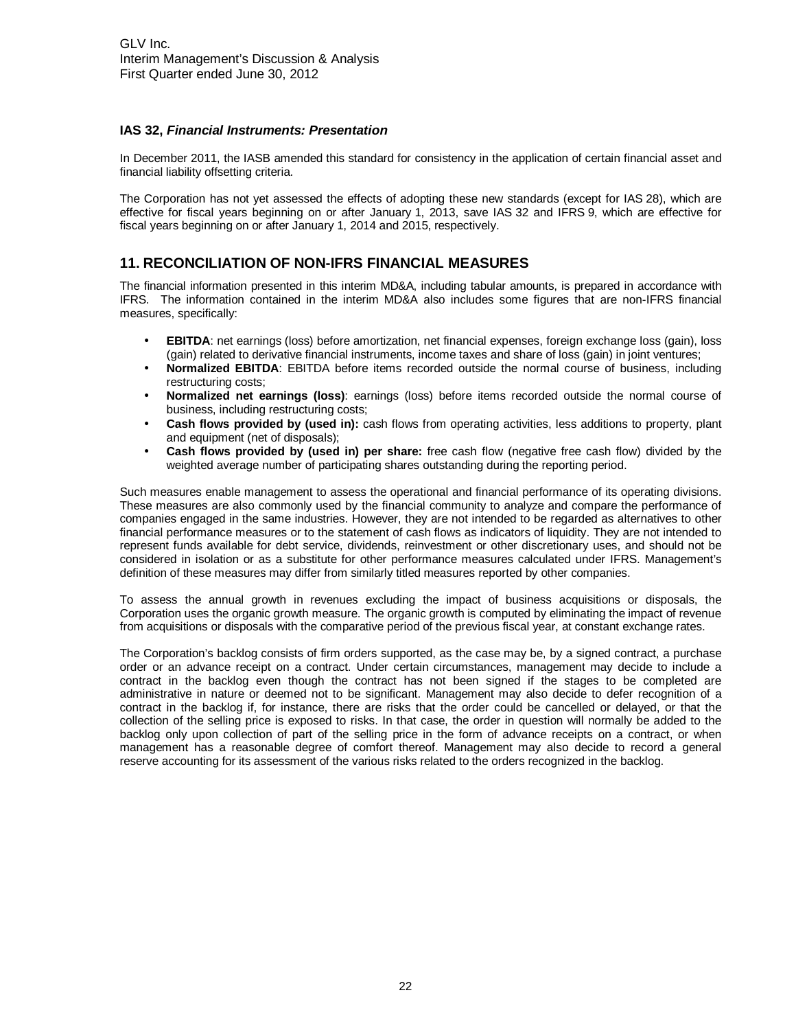### IAS 32, *Financial Instruments: Presentation*

In December 2011, the IASB amended this standard for consistency in the application of certain financial asset and financial liability offsetting criteria.

The Corporation has not yet assessed the effects of adopting these new standards (except for IAS 28), which are effective for fiscal years beginning on or after January 1, 2013, save IAS 32 and IFRS 9, which are effective for fiscal years beginning on or after January 1, 2014 and 2015, respectively.

## 11. RECONCILIATION OF NON-IFRS FINANCIAL MEASURES

The financial information presented in this interim MD&A, including tabular amounts, is prepared in accordance with IFRS. The information contained in the interim MD&A also includes some figures that are non-IFRS financial measures, specifically:

- **EBITDA**: net earnings (loss) before amortization, net financial expenses, foreign exchange loss (gain), loss (gain) related to derivative financial instruments, income taxes and share of loss (gain) in joint ventures;
- **Normalized EBITDA**: EBITDA before items recorded outside the normal course of business, including restructuring costs;
- **Normalized net earnings (loss)**: earnings (loss) before items recorded outside the normal course of business, including restructuring costs;
- **Cash flows provided by (used in):** cash flows from operating activities, less additions to property, plant and equipment (net of disposals);
- **Cash flows provided by (used in) per share:** free cash flow (negative free cash flow) divided by the weighted average number of participating shares outstanding during the reporting period.

Such measures enable management to assess the operational and financial performance of its operating divisions. These measures are also commonly used by the financial community to analyze and compare the performance of companies engaged in the same industries. However, they are not intended to be regarded as alternatives to other financial performance measures or to the statement of cash flows as indicators of liquidity. They are not intended to represent funds available for debt service, dividends, reinvestment or other discretionary uses, and should not be considered in isolation or as a substitute for other performance measures calculated under IFRS. Management's definition of these measures may differ from similarly titled measures reported by other companies.

To assess the annual growth in revenues excluding the impact of business acquisitions or disposals, the Corporation uses the organic growth measure. The organic growth is computed by eliminating the impact of revenue from acquisitions or disposals with the comparative period of the previous fiscal year, at constant exchange rates.

The Corporation's backlog consists of firm orders supported, as the case may be, by a signed contract, a purchase order or an advance receipt on a contract. Under certain circumstances, management may decide to include a contract in the backlog even though the contract has not been signed if the stages to be completed are administrative in nature or deemed not to be significant. Management may also decide to defer recognition of a contract in the backlog if, for instance, there are risks that the order could be cancelled or delayed, or that the collection of the selling price is exposed to risks. In that case, the order in question will normally be added to the backlog only upon collection of part of the selling price in the form of advance receipts on a contract, or when management has a reasonable degree of comfort thereof. Management may also decide to record a general reserve accounting for its assessment of the various risks related to the orders recognized in the backlog.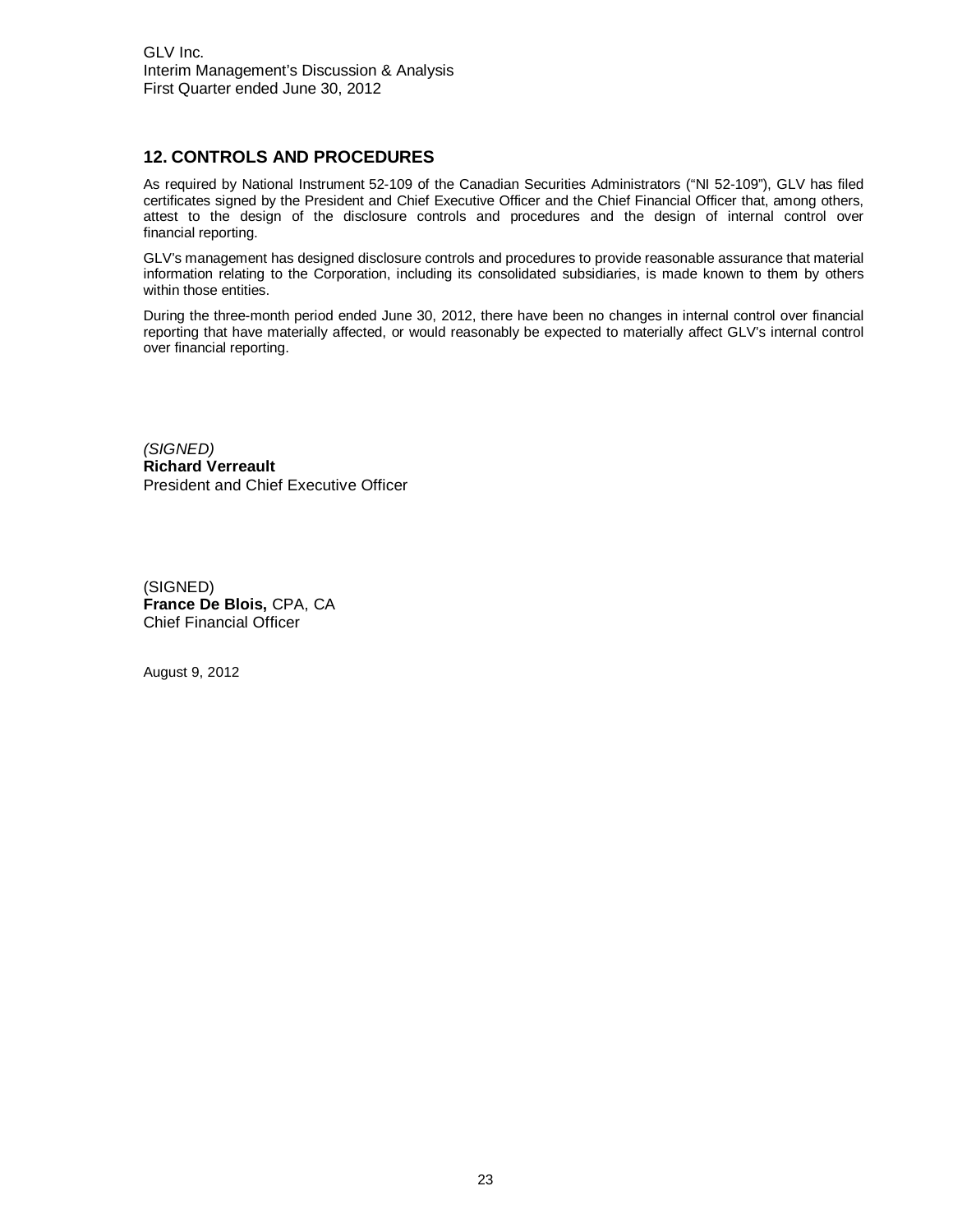## 12. CONTROLS AND PROCEDURES

As required by National Instrument 52-109 of the Canadian Securities Administrators ("NI 52-109"), GLV has filed certificates signed by the President and Chief Executive Officer and the Chief Financial Officer that, among others, attest to the design of the disclosure controls and procedures and the design of internal control over financial reporting.

GLV's management has designed disclosure controls and procedures to provide reasonable assurance that material information relating to the Corporation, including its consolidated subsidiaries, is made known to them by others within those entities.

During the three-month period ended June 30, 2012, there have been no changes in internal control over financial reporting that have materially affected, or would reasonably be expected to materially affect GLV's internal control over financial reporting.

*(SIGNED)*
**Richard Verreault**
President and Chief Executive Officer

(SIGNED)
**France De Blois,** CPA, CA
Chief Financial Officer

August 9, 2012